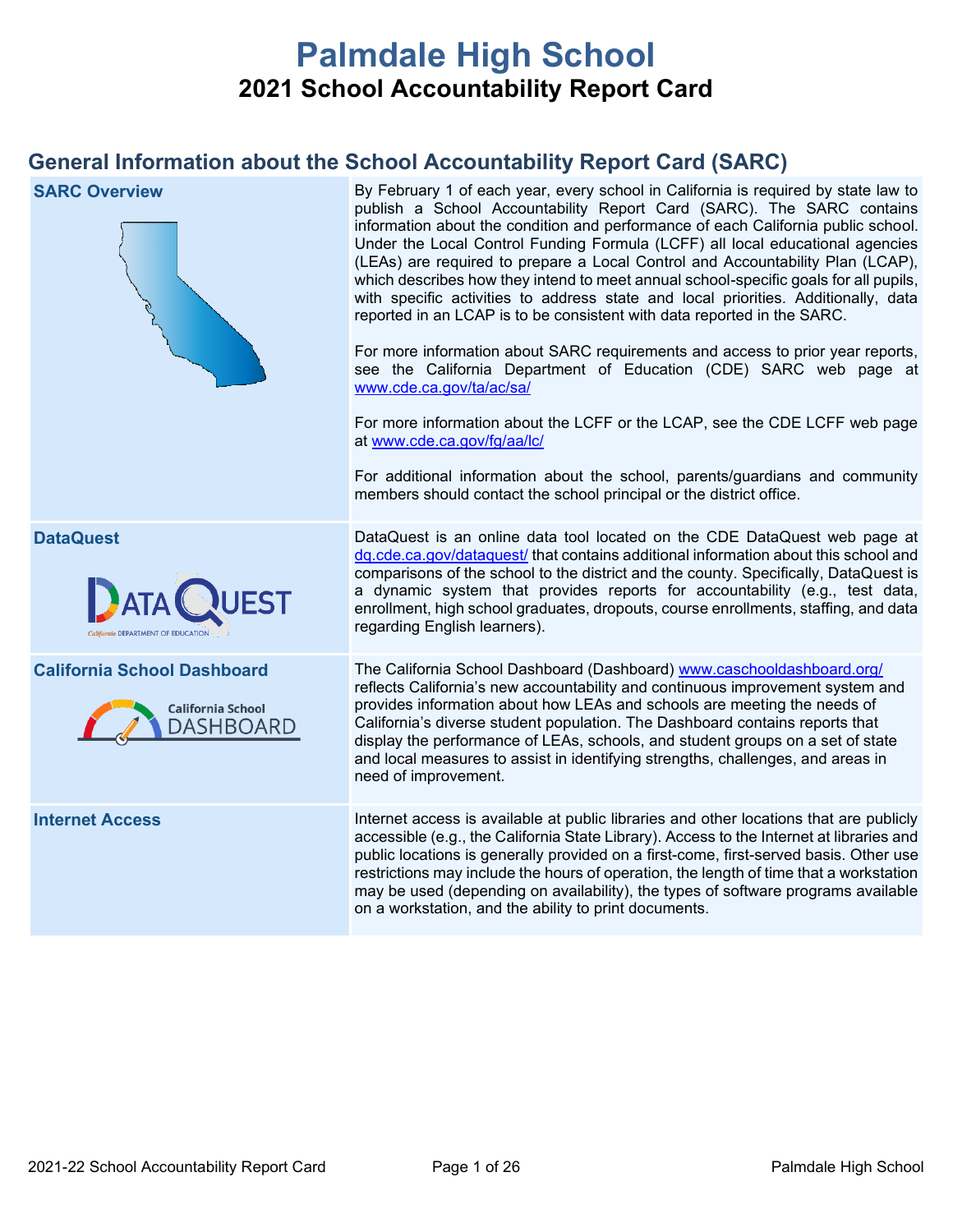# Palmdale High School

## 2021 School Accountability Report Card

## General Information about the School Accountability Report Card (SARC)

| | |
|---|---|
| **SARC Overview** | By February 1 of each year, every school in California is required by state law to publish a School Accountability Report Card (SARC). The SARC contains information about the condition and performance of each California public school. Under the Local Control Funding Formula (LCFF) all local educational agencies (LEAs) are required to prepare a Local Control and Accountability Plan (LCAP), which describes how they intend to meet annual school-specific goals for all pupils, with specific activities to address state and local priorities. Additionally, data reported in an LCAP is to be consistent with data reported in the SARC.<br><br>For more information about SARC requirements and access to prior year reports, see the California Department of Education (CDE) SARC web page at www.cde.ca.gov/ta/ac/sa/<br><br>For more information about the LCFF or the LCAP, see the CDE LCFF web page at www.cde.ca.gov/fg/aa/lc/<br><br>For additional information about the school, parents/guardians and community members should contact the school principal or the district office. |
| **DataQuest** | DataQuest is an online data tool located on the CDE DataQuest web page at dq.cde.ca.gov/dataquest/ that contains additional information about this school and comparisons of the school to the district and the county. Specifically, DataQuest is a dynamic system that provides reports for accountability (e.g., test data, enrollment, high school graduates, dropouts, course enrollments, staffing, and data regarding English learners). |
| **California School Dashboard** | The California School Dashboard (Dashboard) www.caschooldashboard.org/ reflects California's new accountability and continuous improvement system and provides information about how LEAs and schools are meeting the needs of California's diverse student population. The Dashboard contains reports that display the performance of LEAs, schools, and student groups on a set of state and local measures to assist in identifying strengths, challenges, and areas in need of improvement. |
| **Internet Access** | Internet access is available at public libraries and other locations that are publicly accessible (e.g., the California State Library). Access to the Internet at libraries and public locations is generally provided on a first-come, first-served basis. Other use restrictions may include the hours of operation, the length of time that a workstation may be used (depending on availability), the types of software programs available on a workstation, and the ability to print documents. |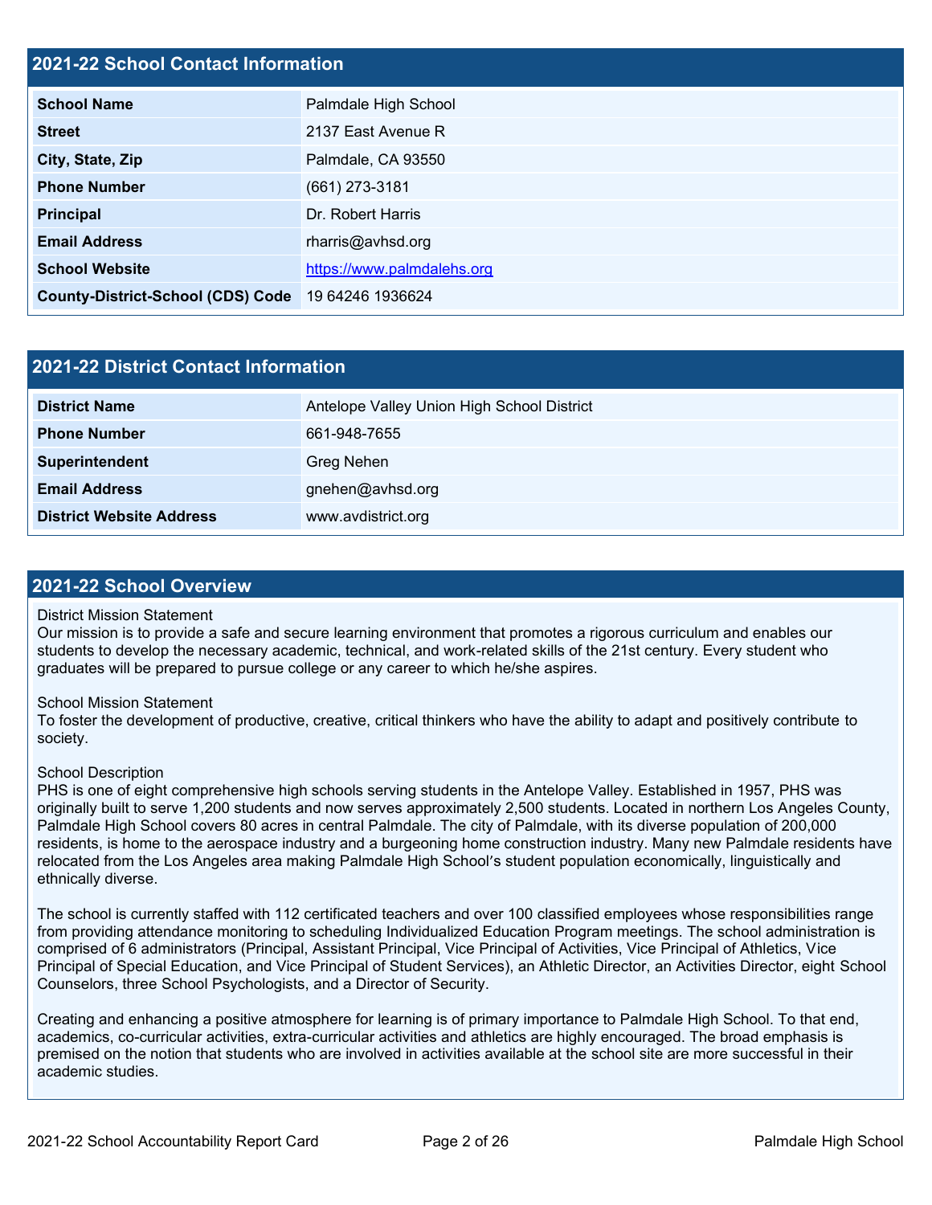## 2021-22 School Contact Information

| | |
|---|---|
| **School Name** | Palmdale High School |
| **Street** | 2137 East Avenue R |
| **City, State, Zip** | Palmdale, CA 93550 |
| **Phone Number** | (661) 273-3181 |
| **Principal** | Dr. Robert Harris |
| **Email Address** | rharris@avhsd.org |
| **School Website** | https://www.palmdalehs.org |
| **County-District-School (CDS) Code** | 19 64246 1936624 |

## 2021-22 District Contact Information

| | |
|---|---|
| **District Name** | Antelope Valley Union High School District |
| **Phone Number** | 661-948-7655 |
| **Superintendent** | Greg Nehen |
| **Email Address** | gnehen@avhsd.org |
| **District Website Address** | www.avdistrict.org |

## 2021-22 School Overview

District Mission Statement
Our mission is to provide a safe and secure learning environment that promotes a rigorous curriculum and enables our students to develop the necessary academic, technical, and work-related skills of the 21st century. Every student who graduates will be prepared to pursue college or any career to which he/she aspires.

School Mission Statement
To foster the development of productive, creative, critical thinkers who have the ability to adapt and positively contribute to society.

School Description
PHS is one of eight comprehensive high schools serving students in the Antelope Valley. Established in 1957, PHS was originally built to serve 1,200 students and now serves approximately 2,500 students. Located in northern Los Angeles County, Palmdale High School covers 80 acres in central Palmdale. The city of Palmdale, with its diverse population of 200,000 residents, is home to the aerospace industry and a burgeoning home construction industry. Many new Palmdale residents have relocated from the Los Angeles area making Palmdale High School's student population economically, linguistically and ethnically diverse.

The school is currently staffed with 112 certificated teachers and over 100 classified employees whose responsibilities range from providing attendance monitoring to scheduling Individualized Education Program meetings. The school administration is comprised of 6 administrators (Principal, Assistant Principal, Vice Principal of Activities, Vice Principal of Athletics, Vice Principal of Special Education, and Vice Principal of Student Services), an Athletic Director, an Activities Director, eight School Counselors, three School Psychologists, and a Director of Security.

Creating and enhancing a positive atmosphere for learning is of primary importance to Palmdale High School. To that end, academics, co-curricular activities, extra-curricular activities and athletics are highly encouraged. The broad emphasis is premised on the notion that students who are involved in activities available at the school site are more successful in their academic studies.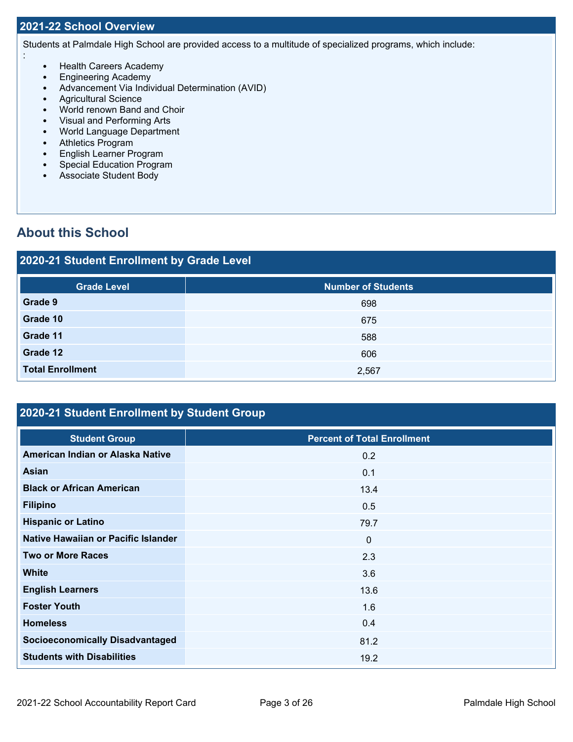## 2021-22 School Overview

Students at Palmdale High School are provided access to a multitude of specialized programs, which include:
:

- Health Careers Academy
- Engineering Academy
- Advancement Via Individual Determination (AVID)
- Agricultural Science
- World renown Band and Choir
- Visual and Performing Arts
- World Language Department
- Athletics Program
- English Learner Program
- Special Education Program
- Associate Student Body

# About this School

## 2020-21 Student Enrollment by Grade Level

| Grade Level | Number of Students |
| --- | --- |
| **Grade 9** | 698 |
| **Grade 10** | 675 |
| **Grade 11** | 588 |
| **Grade 12** | 606 |
| **Total Enrollment** | 2,567 |

## 2020-21 Student Enrollment by Student Group

| Student Group | Percent of Total Enrollment |
| --- | --- |
| **American Indian or Alaska Native** | 0.2 |
| **Asian** | 0.1 |
| **Black or African American** | 13.4 |
| **Filipino** | 0.5 |
| **Hispanic or Latino** | 79.7 |
| **Native Hawaiian or Pacific Islander** | 0 |
| **Two or More Races** | 2.3 |
| **White** | 3.6 |
| **English Learners** | 13.6 |
| **Foster Youth** | 1.6 |
| **Homeless** | 0.4 |
| **Socioeconomically Disadvantaged** | 81.2 |
| **Students with Disabilities** | 19.2 |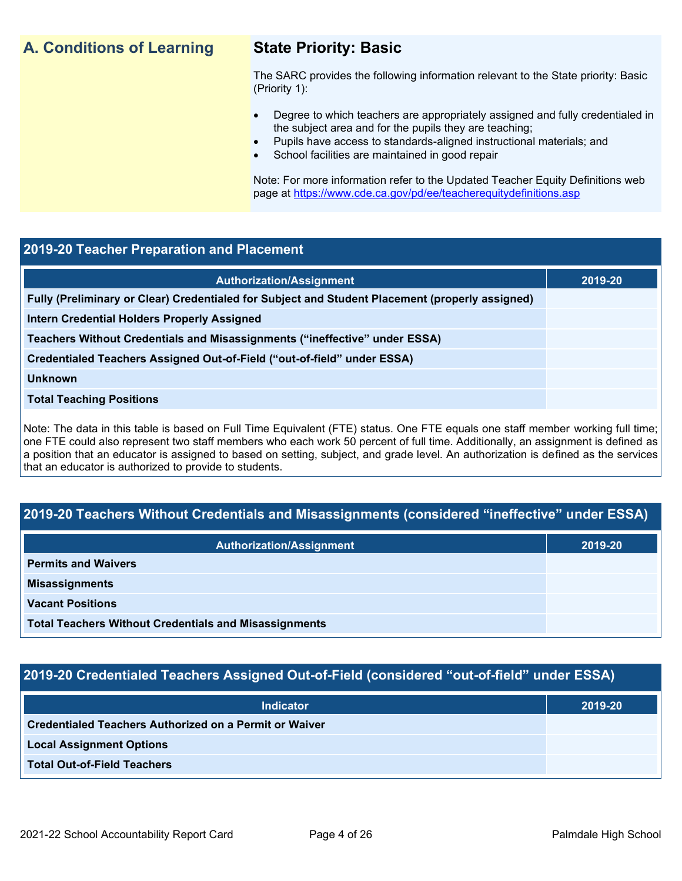## A. Conditions of Learning

### State Priority: Basic

The SARC provides the following information relevant to the State priority: Basic (Priority 1):

- Degree to which teachers are appropriately assigned and fully credentialed in the subject area and for the pupils they are teaching;
- Pupils have access to standards-aligned instructional materials; and
- School facilities are maintained in good repair

Note: For more information refer to the Updated Teacher Equity Definitions web page at https://www.cde.ca.gov/pd/ee/teacherequitydefinitions.asp

### 2019-20 Teacher Preparation and Placement

| Authorization/Assignment | 2019-20 |
|---|---|
| Fully (Preliminary or Clear) Credentialed for Subject and Student Placement (properly assigned) | |
| Intern Credential Holders Properly Assigned | |
| Teachers Without Credentials and Misassignments ("ineffective" under ESSA) | |
| Credentialed Teachers Assigned Out-of-Field ("out-of-field" under ESSA) | |
| Unknown | |
| Total Teaching Positions | |

Note: The data in this table is based on Full Time Equivalent (FTE) status. One FTE equals one staff member working full time; one FTE could also represent two staff members who each work 50 percent of full time. Additionally, an assignment is defined as a position that an educator is assigned to based on setting, subject, and grade level. An authorization is defined as the services that an educator is authorized to provide to students.

### 2019-20 Teachers Without Credentials and Misassignments (considered "ineffective" under ESSA)

| Authorization/Assignment | 2019-20 |
|---|---|
| Permits and Waivers | |
| Misassignments | |
| Vacant Positions | |
| Total Teachers Without Credentials and Misassignments | |

### 2019-20 Credentialed Teachers Assigned Out-of-Field (considered "out-of-field" under ESSA)

| Indicator | 2019-20 |
|---|---|
| Credentialed Teachers Authorized on a Permit or Waiver | |
| Local Assignment Options | |
| Total Out-of-Field Teachers | |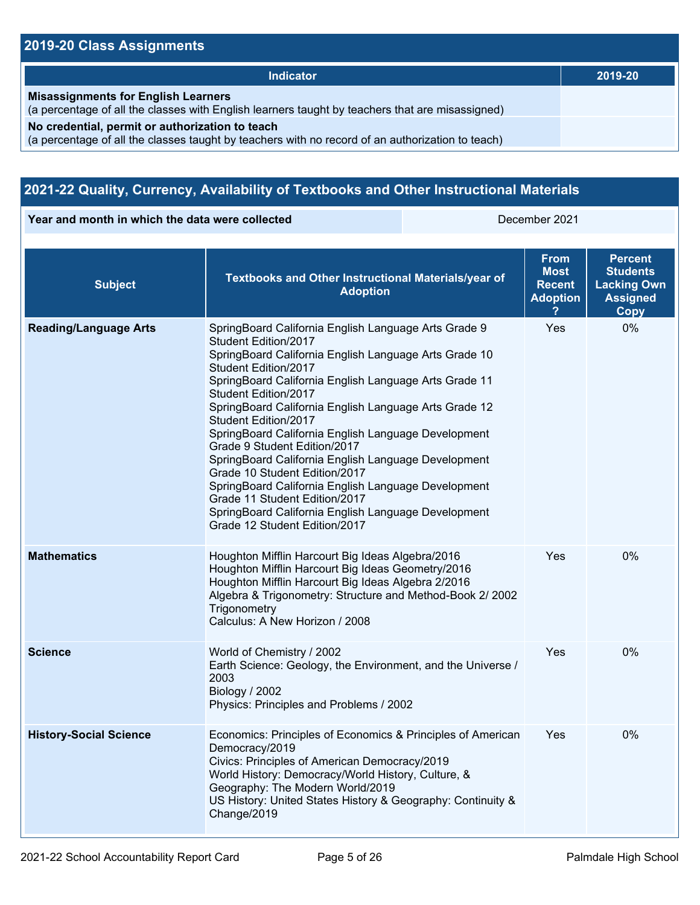## 2019-20 Class Assignments

| Indicator | 2019-20 |
|---|---|
| **Misassignments for English Learners** (a percentage of all the classes with English learners taught by teachers that are misassigned) | |
| **No credential, permit or authorization to teach** (a percentage of all the classes taught by teachers with no record of an authorization to teach) | |

## 2021-22 Quality, Currency, Availability of Textbooks and Other Instructional Materials

| Year and month in which the data were collected | December 2021 |
|---|---|

| Subject | Textbooks and Other Instructional Materials/year of Adoption | From Most Recent Adoption ? | Percent Students Lacking Own Assigned Copy |
|---|---|---|---|
| **Reading/Language Arts** | SpringBoard California English Language Arts Grade 9 Student Edition/2017<br>SpringBoard California English Language Arts Grade 10 Student Edition/2017<br>SpringBoard California English Language Arts Grade 11 Student Edition/2017<br>SpringBoard California English Language Arts Grade 12 Student Edition/2017<br>SpringBoard California English Language Development Grade 9 Student Edition/2017<br>SpringBoard California English Language Development Grade 10 Student Edition/2017<br>SpringBoard California English Language Development Grade 11 Student Edition/2017<br>SpringBoard California English Language Development Grade 12 Student Edition/2017 | Yes | 0% |
| **Mathematics** | Houghton Mifflin Harcourt Big Ideas Algebra/2016<br>Houghton Mifflin Harcourt Big Ideas Geometry/2016<br>Houghton Mifflin Harcourt Big Ideas Algebra 2/2016<br>Algebra & Trigonometry: Structure and Method-Book 2/ 2002 Trigonometry<br>Calculus: A New Horizon / 2008 | Yes | 0% |
| **Science** | World of Chemistry / 2002<br>Earth Science: Geology, the Environment, and the Universe / 2003<br>Biology / 2002<br>Physics: Principles and Problems / 2002 | Yes | 0% |
| **History-Social Science** | Economics: Principles of Economics & Principles of American Democracy/2019<br>Civics: Principles of American Democracy/2019<br>World History: Democracy/World History, Culture, & Geography: The Modern World/2019<br>US History: United States History & Geography: Continuity & Change/2019 | Yes | 0% |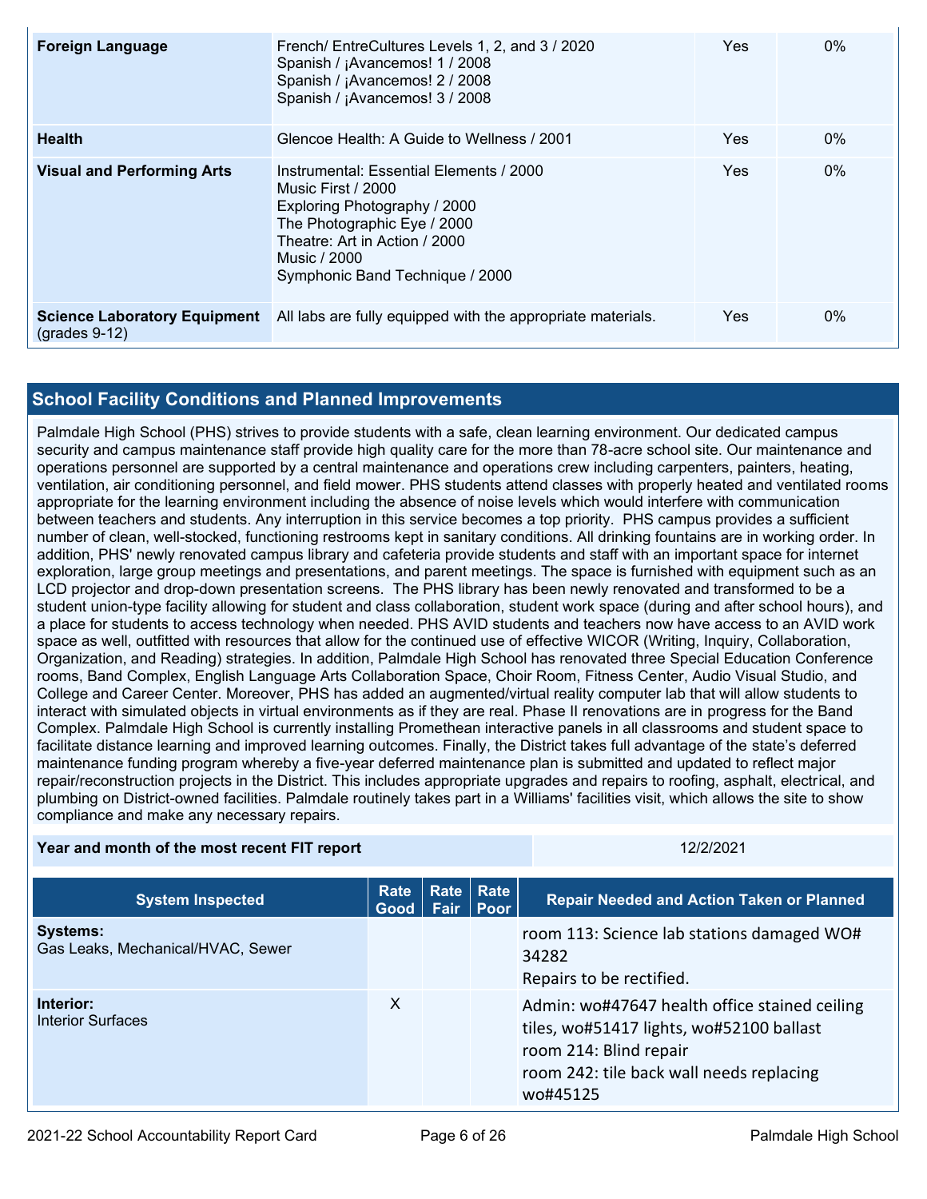| | | | |
|---|---|---|---|
| **Foreign Language** | French/ EntreCultures Levels 1, 2, and 3 / 2020<br>Spanish / ¡Avancemos! 1 / 2008<br>Spanish / ¡Avancemos! 2 / 2008<br>Spanish / ¡Avancemos! 3 / 2008 | Yes | 0% |
| **Health** | Glencoe Health: A Guide to Wellness / 2001 | Yes | 0% |
| **Visual and Performing Arts** | Instrumental: Essential Elements / 2000<br>Music First / 2000<br>Exploring Photography / 2000<br>The Photographic Eye / 2000<br>Theatre: Art in Action / 2000<br>Music / 2000<br>Symphonic Band Technique / 2000 | Yes | 0% |
| **Science Laboratory Equipment** (grades 9-12) | All labs are fully equipped with the appropriate materials. | Yes | 0% |

## School Facility Conditions and Planned Improvements

Palmdale High School (PHS) strives to provide students with a safe, clean learning environment. Our dedicated campus security and campus maintenance staff provide high quality care for the more than 78-acre school site. Our maintenance and operations personnel are supported by a central maintenance and operations crew including carpenters, painters, heating, ventilation, air conditioning personnel, and field mower. PHS students attend classes with properly heated and ventilated rooms appropriate for the learning environment including the absence of noise levels which would interfere with communication between teachers and students. Any interruption in this service becomes a top priority. PHS campus provides a sufficient number of clean, well-stocked, functioning restrooms kept in sanitary conditions. All drinking fountains are in working order. In addition, PHS' newly renovated campus library and cafeteria provide students and staff with an important space for internet exploration, large group meetings and presentations, and parent meetings. The space is furnished with equipment such as an LCD projector and drop-down presentation screens. The PHS library has been newly renovated and transformed to be a student union-type facility allowing for student and class collaboration, student work space (during and after school hours), and a place for students to access technology when needed. PHS AVID students and teachers now have access to an AVID work space as well, outfitted with resources that allow for the continued use of effective WICOR (Writing, Inquiry, Collaboration, Organization, and Reading) strategies. In addition, Palmdale High School has renovated three Special Education Conference rooms, Band Complex, English Language Arts Collaboration Space, Choir Room, Fitness Center, Audio Visual Studio, and College and Career Center. Moreover, PHS has added an augmented/virtual reality computer lab that will allow students to interact with simulated objects in virtual environments as if they are real. Phase II renovations are in progress for the Band Complex. Palmdale High School is currently installing Promethean interactive panels in all classrooms and student space to facilitate distance learning and improved learning outcomes. Finally, the District takes full advantage of the state's deferred maintenance funding program whereby a five-year deferred maintenance plan is submitted and updated to reflect major repair/reconstruction projects in the District. This includes appropriate upgrades and repairs to roofing, asphalt, electrical, and plumbing on District-owned facilities. Palmdale routinely takes part in a Williams' facilities visit, which allows the site to show compliance and make any necessary repairs.

| | |
|---|---|
| **Year and month of the most recent FIT report** | 12/2/2021 |

| System Inspected | Rate Good | Rate Fair | Rate Poor | Repair Needed and Action Taken or Planned |
|---|---|---|---|---|
| **Systems:**<br>Gas Leaks, Mechanical/HVAC, Sewer | | | | room 113: Science lab stations damaged WO# 34282<br>Repairs to be rectified. |
| **Interior:**<br>Interior Surfaces | X | | | Admin: wo#47647 health office stained ceiling tiles, wo#51417 lights, wo#52100 ballast<br>room 214: Blind repair<br>room 242: tile back wall needs replacing wo#45125 |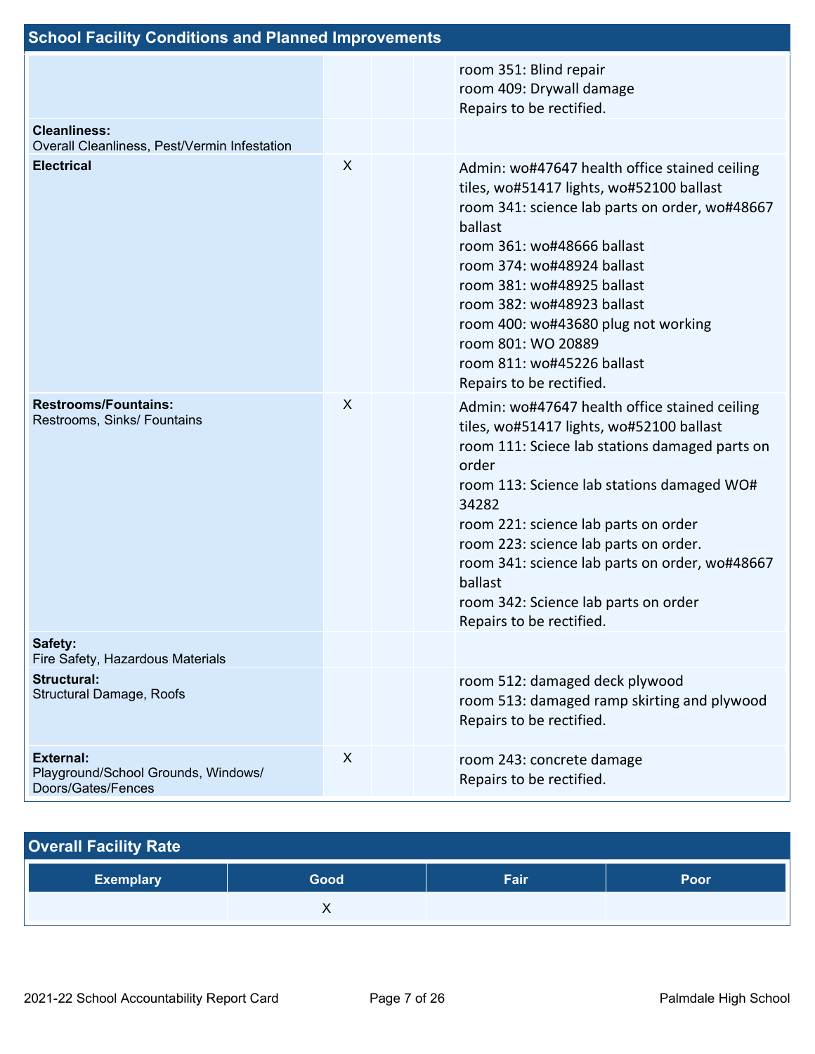## School Facility Conditions and Planned Improvements

| System Inspected | Good | Fair | Poor | Repair Needed and Action Taken or Planned |
|---|---|---|---|---|
| | | | | room 351: Blind repair<br>room 409: Drywall damage<br>Repairs to be rectified. |
| **Cleanliness:**<br>Overall Cleanliness, Pest/Vermin Infestation | | | | |
| **Electrical** | X | | | Admin: wo#47647 health office stained ceiling tiles, wo#51417 lights, wo#52100 ballast<br>room 341: science lab parts on order, wo#48667 ballast<br>room 361: wo#48666 ballast<br>room 374: wo#48924 ballast<br>room 381: wo#48925 ballast<br>room 382: wo#48923 ballast<br>room 400: wo#43680 plug not working<br>room 801: WO 20889<br>room 811: wo#45226 ballast<br>Repairs to be rectified. |
| **Restrooms/Fountains:**<br>Restrooms, Sinks/ Fountains | X | | | Admin: wo#47647 health office stained ceiling tiles, wo#51417 lights, wo#52100 ballast<br>room 111: Siece lab stations damaged parts on order<br>room 113: Science lab stations damaged WO# 34282<br>room 221: science lab parts on order<br>room 223: science lab parts on order.<br>room 341: science lab parts on order, wo#48667 ballast<br>room 342: Science lab parts on order<br>Repairs to be rectified. |
| **Safety:**<br>Fire Safety, Hazardous Materials | | | | |
| **Structural:**<br>Structural Damage, Roofs | | | | room 512: damaged deck plywood<br>room 513: damaged ramp skirting and plywood<br>Repairs to be rectified. |
| **External:**<br>Playground/School Grounds, Windows/ Doors/Gates/Fences | X | | | room 243: concrete damage<br>Repairs to be rectified. |

## Overall Facility Rate

| Exemplary | Good | Fair | Poor |
|---|---|---|---|
| | X | | |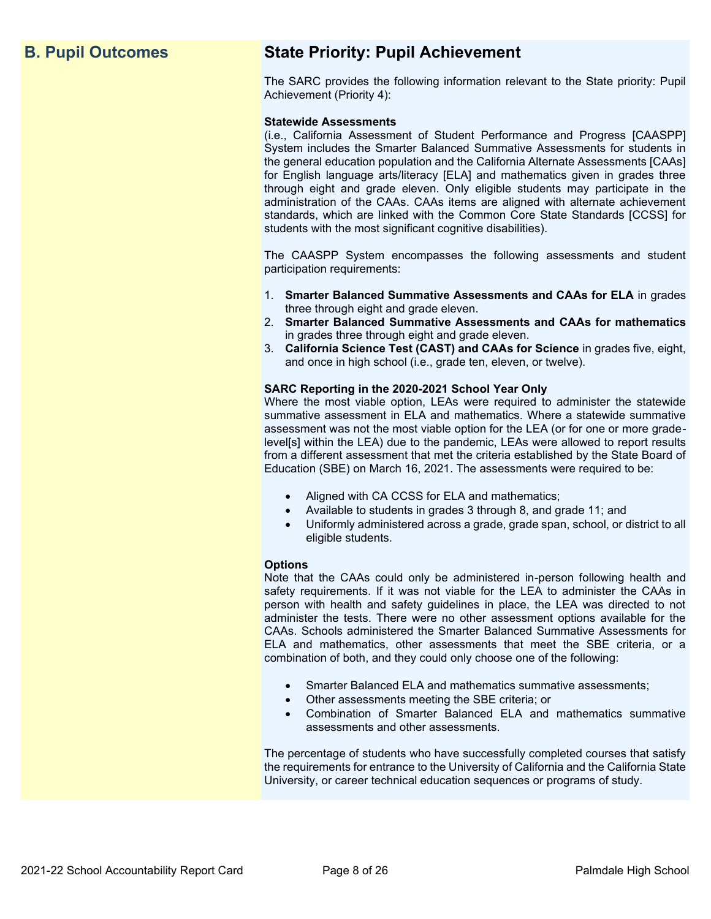## B. Pupil Outcomes

## State Priority: Pupil Achievement

The SARC provides the following information relevant to the State priority: Pupil Achievement (Priority 4):

**Statewide Assessments**
(i.e., California Assessment of Student Performance and Progress [CAASPP] System includes the Smarter Balanced Summative Assessments for students in the general education population and the California Alternate Assessments [CAAs] for English language arts/literacy [ELA] and mathematics given in grades three through eight and grade eleven. Only eligible students may participate in the administration of the CAAs. CAAs items are aligned with alternate achievement standards, which are linked with the Common Core State Standards [CCSS] for students with the most significant cognitive disabilities).

The CAASPP System encompasses the following assessments and student participation requirements:

1. **Smarter Balanced Summative Assessments and CAAs for ELA** in grades three through eight and grade eleven.
2. **Smarter Balanced Summative Assessments and CAAs for mathematics** in grades three through eight and grade eleven.
3. **California Science Test (CAST) and CAAs for Science** in grades five, eight, and once in high school (i.e., grade ten, eleven, or twelve).

**SARC Reporting in the 2020-2021 School Year Only**
Where the most viable option, LEAs were required to administer the statewide summative assessment in ELA and mathematics. Where a statewide summative assessment was not the most viable option for the LEA (or for one or more grade-level[s] within the LEA) due to the pandemic, LEAs were allowed to report results from a different assessment that met the criteria established by the State Board of Education (SBE) on March 16, 2021. The assessments were required to be:

- Aligned with CA CCSS for ELA and mathematics;
- Available to students in grades 3 through 8, and grade 11; and
- Uniformly administered across a grade, grade span, school, or district to all eligible students.

**Options**
Note that the CAAs could only be administered in-person following health and safety requirements. If it was not viable for the LEA to administer the CAAs in person with health and safety guidelines in place, the LEA was directed to not administer the tests. There were no other assessment options available for the CAAs. Schools administered the Smarter Balanced Summative Assessments for ELA and mathematics, other assessments that meet the SBE criteria, or a combination of both, and they could only choose one of the following:

- Smarter Balanced ELA and mathematics summative assessments;
- Other assessments meeting the SBE criteria; or
- Combination of Smarter Balanced ELA and mathematics summative assessments and other assessments.

The percentage of students who have successfully completed courses that satisfy the requirements for entrance to the University of California and the California State University, or career technical education sequences or programs of study.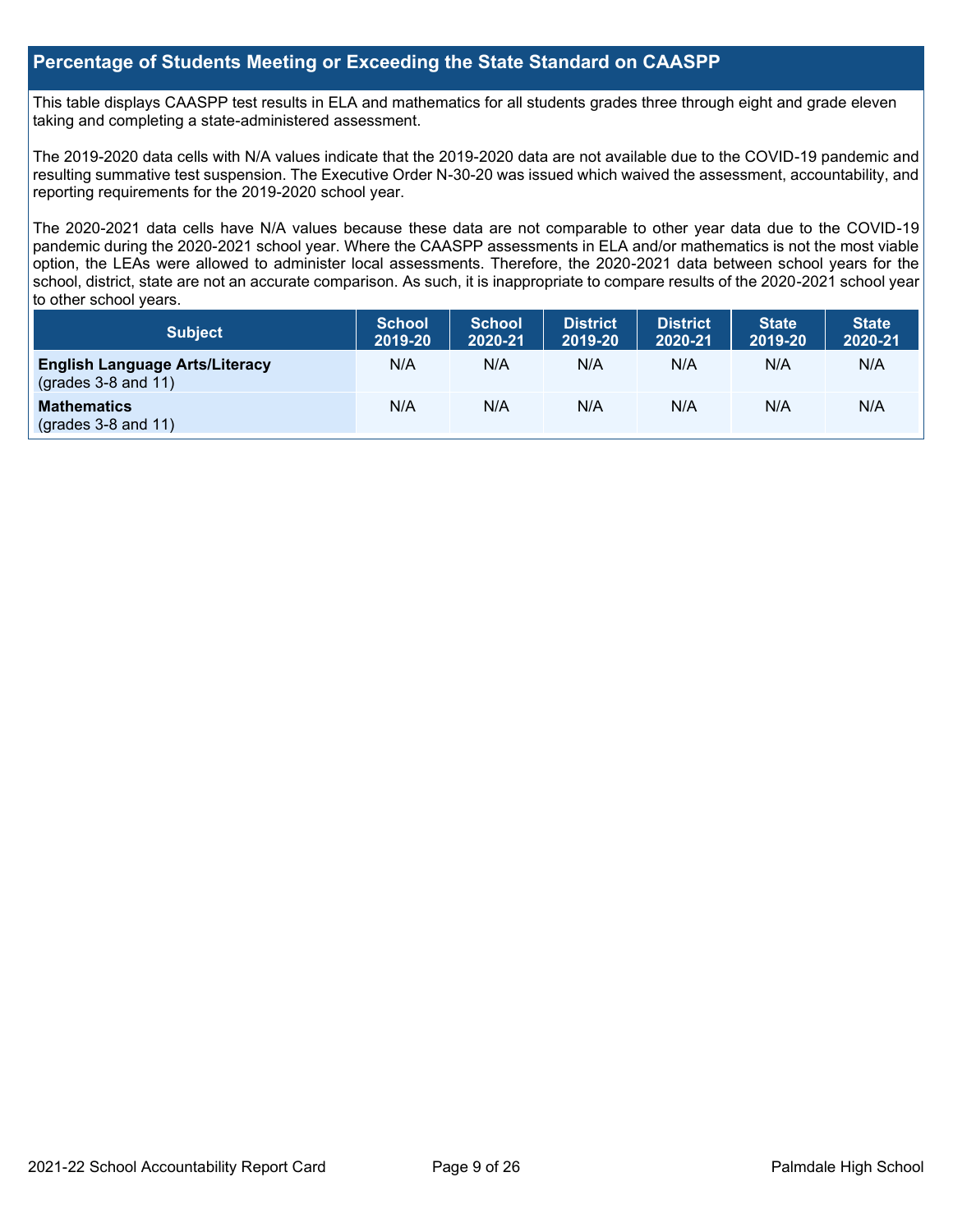## Percentage of Students Meeting or Exceeding the State Standard on CAASPP

This table displays CAASPP test results in ELA and mathematics for all students grades three through eight and grade eleven taking and completing a state-administered assessment.

The 2019-2020 data cells with N/A values indicate that the 2019-2020 data are not available due to the COVID-19 pandemic and resulting summative test suspension. The Executive Order N-30-20 was issued which waived the assessment, accountability, and reporting requirements for the 2019-2020 school year.

The 2020-2021 data cells have N/A values because these data are not comparable to other year data due to the COVID-19 pandemic during the 2020-2021 school year. Where the CAASPP assessments in ELA and/or mathematics is not the most viable option, the LEAs were allowed to administer local assessments. Therefore, the 2020-2021 data between school years for the school, district, state are not an accurate comparison. As such, it is inappropriate to compare results of the 2020-2021 school year to other school years.

| Subject | School 2019-20 | School 2020-21 | District 2019-20 | District 2020-21 | State 2019-20 | State 2020-21 |
|---|---|---|---|---|---|---|
| **English Language Arts/Literacy** (grades 3-8 and 11) | N/A | N/A | N/A | N/A | N/A | N/A |
| **Mathematics** (grades 3-8 and 11) | N/A | N/A | N/A | N/A | N/A | N/A |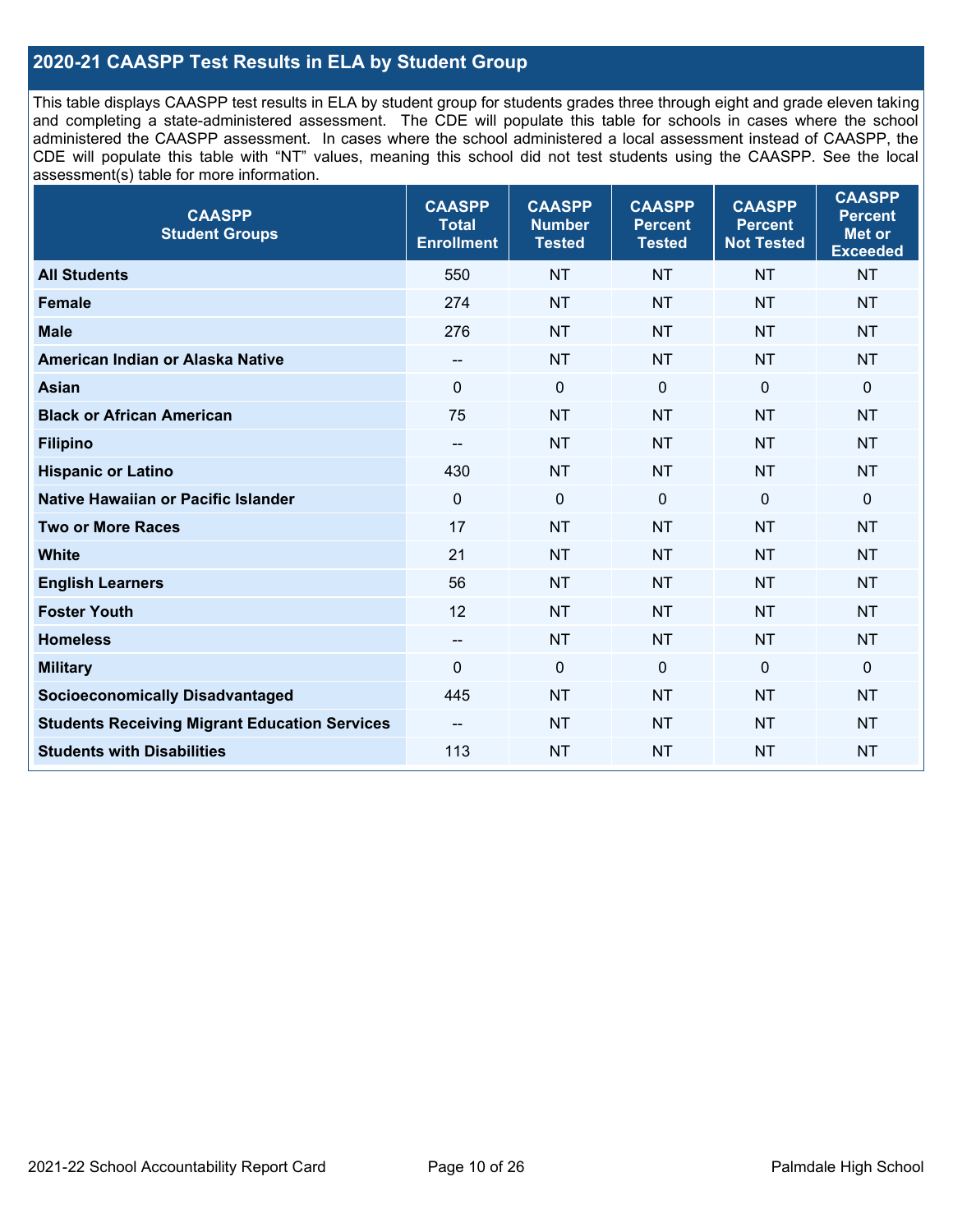## 2020-21 CAASPP Test Results in ELA by Student Group

This table displays CAASPP test results in ELA by student group for students grades three through eight and grade eleven taking and completing a state-administered assessment. The CDE will populate this table for schools in cases where the school administered the CAASPP assessment. In cases where the school administered a local assessment instead of CAASPP, the CDE will populate this table with "NT" values, meaning this school did not test students using the CAASPP. See the local assessment(s) table for more information.

| CAASPP Student Groups | CAASPP Total Enrollment | CAASPP Number Tested | CAASPP Percent Tested | CAASPP Percent Not Tested | CAASPP Percent Met or Exceeded |
|---|---|---|---|---|---|
| **All Students** | 550 | NT | NT | NT | NT |
| **Female** | 274 | NT | NT | NT | NT |
| **Male** | 276 | NT | NT | NT | NT |
| **American Indian or Alaska Native** | -- | NT | NT | NT | NT |
| **Asian** | 0 | 0 | 0 | 0 | 0 |
| **Black or African American** | 75 | NT | NT | NT | NT |
| **Filipino** | -- | NT | NT | NT | NT |
| **Hispanic or Latino** | 430 | NT | NT | NT | NT |
| **Native Hawaiian or Pacific Islander** | 0 | 0 | 0 | 0 | 0 |
| **Two or More Races** | 17 | NT | NT | NT | NT |
| **White** | 21 | NT | NT | NT | NT |
| **English Learners** | 56 | NT | NT | NT | NT |
| **Foster Youth** | 12 | NT | NT | NT | NT |
| **Homeless** | -- | NT | NT | NT | NT |
| **Military** | 0 | 0 | 0 | 0 | 0 |
| **Socioeconomically Disadvantaged** | 445 | NT | NT | NT | NT |
| **Students Receiving Migrant Education Services** | -- | NT | NT | NT | NT |
| **Students with Disabilities** | 113 | NT | NT | NT | NT |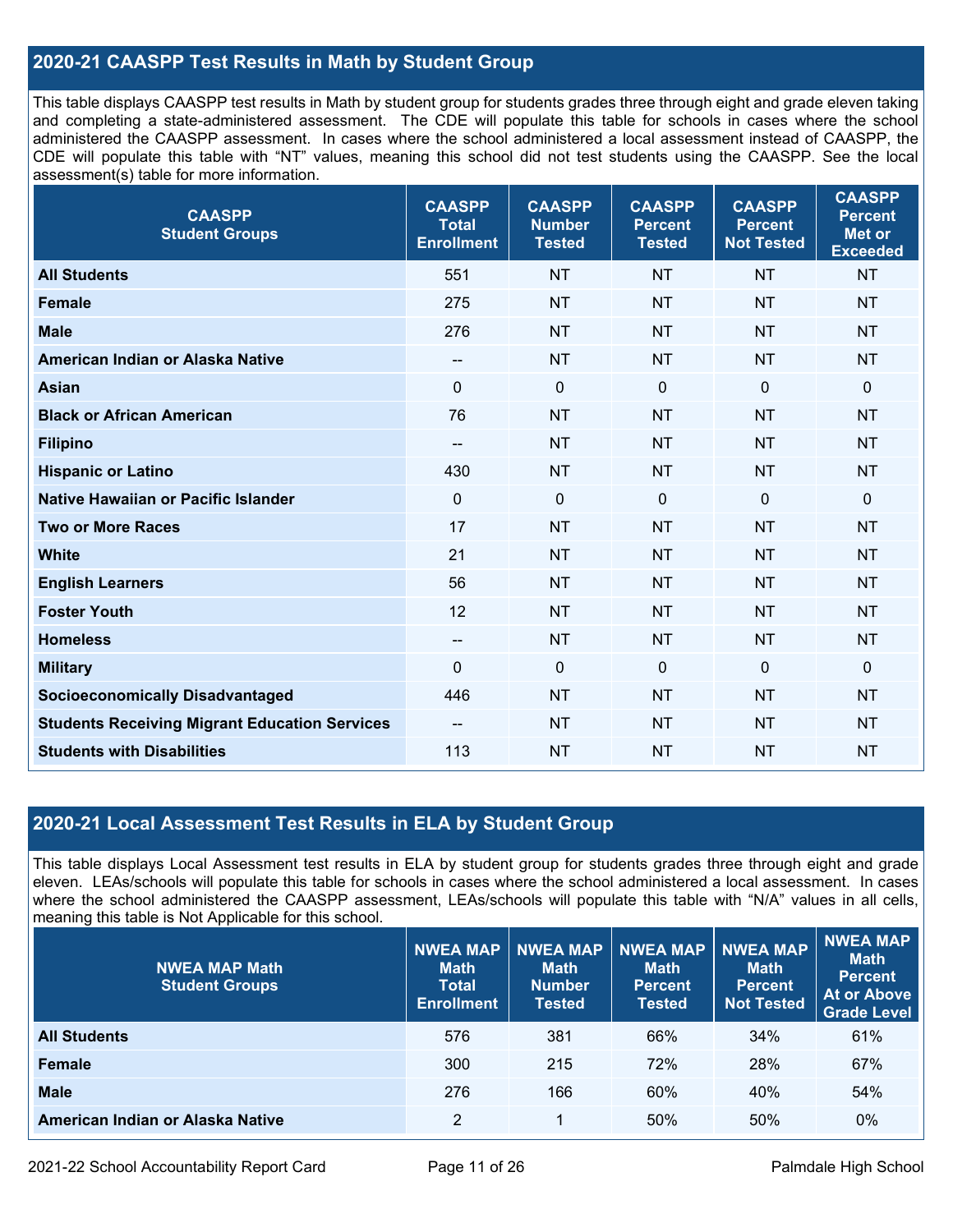## 2020-21 CAASPP Test Results in Math by Student Group

This table displays CAASPP test results in Math by student group for students grades three through eight and grade eleven taking and completing a state-administered assessment. The CDE will populate this table for schools in cases where the school administered the CAASPP assessment. In cases where the school administered a local assessment instead of CAASPP, the CDE will populate this table with "NT" values, meaning this school did not test students using the CAASPP. See the local assessment(s) table for more information.

| CAASPP Student Groups | CAASPP Total Enrollment | CAASPP Number Tested | CAASPP Percent Tested | CAASPP Percent Not Tested | CAASPP Percent Met or Exceeded |
|---|---|---|---|---|---|
| **All Students** | 551 | NT | NT | NT | NT |
| **Female** | 275 | NT | NT | NT | NT |
| **Male** | 276 | NT | NT | NT | NT |
| **American Indian or Alaska Native** | -- | NT | NT | NT | NT |
| **Asian** | 0 | 0 | 0 | 0 | 0 |
| **Black or African American** | 76 | NT | NT | NT | NT |
| **Filipino** | -- | NT | NT | NT | NT |
| **Hispanic or Latino** | 430 | NT | NT | NT | NT |
| **Native Hawaiian or Pacific Islander** | 0 | 0 | 0 | 0 | 0 |
| **Two or More Races** | 17 | NT | NT | NT | NT |
| **White** | 21 | NT | NT | NT | NT |
| **English Learners** | 56 | NT | NT | NT | NT |
| **Foster Youth** | 12 | NT | NT | NT | NT |
| **Homeless** | -- | NT | NT | NT | NT |
| **Military** | 0 | 0 | 0 | 0 | 0 |
| **Socioeconomically Disadvantaged** | 446 | NT | NT | NT | NT |
| **Students Receiving Migrant Education Services** | -- | NT | NT | NT | NT |
| **Students with Disabilities** | 113 | NT | NT | NT | NT |

## 2020-21 Local Assessment Test Results in ELA by Student Group

This table displays Local Assessment test results in ELA by student group for students grades three through eight and grade eleven. LEAs/schools will populate this table for schools in cases where the school administered a local assessment. In cases where the school administered the CAASPP assessment, LEAs/schools will populate this table with "N/A" values in all cells, meaning this table is Not Applicable for this school.

| NWEA MAP Math Student Groups | NWEA MAP Math Total Enrollment | NWEA MAP Math Number Tested | NWEA MAP Math Percent Tested | NWEA MAP Math Percent Not Tested | NWEA MAP Math Percent At or Above Grade Level |
|---|---|---|---|---|---|
| **All Students** | 576 | 381 | 66% | 34% | 61% |
| **Female** | 300 | 215 | 72% | 28% | 67% |
| **Male** | 276 | 166 | 60% | 40% | 54% |
| **American Indian or Alaska Native** | 2 | 1 | 50% | 50% | 0% |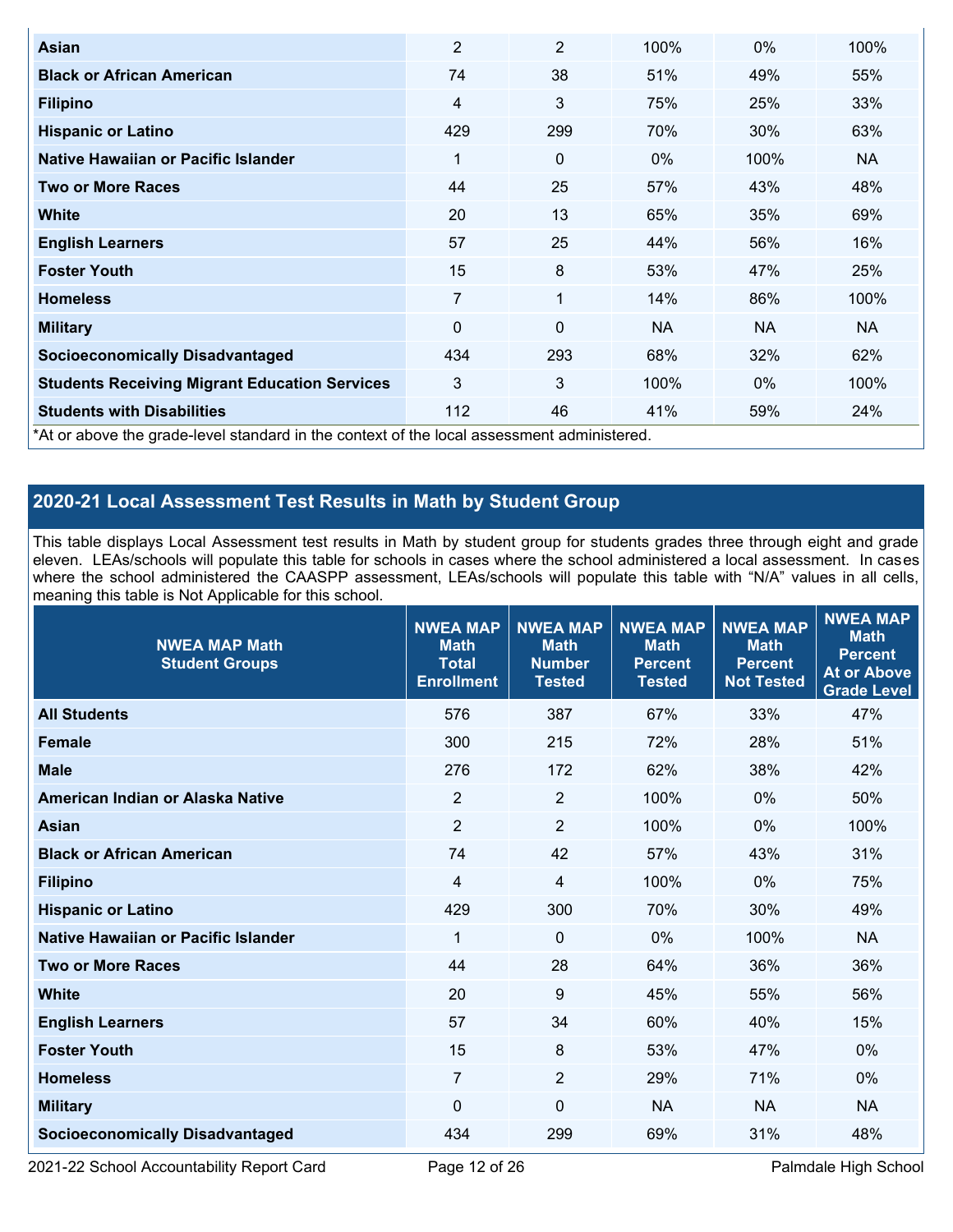| | | | | | |
|---|---|---|---|---|---|
| Asian | 2 | 2 | 100% | 0% | 100% |
| Black or African American | 74 | 38 | 51% | 49% | 55% |
| Filipino | 4 | 3 | 75% | 25% | 33% |
| Hispanic or Latino | 429 | 299 | 70% | 30% | 63% |
| Native Hawaiian or Pacific Islander | 1 | 0 | 0% | 100% | NA |
| Two or More Races | 44 | 25 | 57% | 43% | 48% |
| White | 20 | 13 | 65% | 35% | 69% |
| English Learners | 57 | 25 | 44% | 56% | 16% |
| Foster Youth | 15 | 8 | 53% | 47% | 25% |
| Homeless | 7 | 1 | 14% | 86% | 100% |
| Military | 0 | 0 | NA | NA | NA |
| Socioeconomically Disadvantaged | 434 | 293 | 68% | 32% | 62% |
| Students Receiving Migrant Education Services | 3 | 3 | 100% | 0% | 100% |
| Students with Disabilities | 112 | 46 | 41% | 59% | 24% |

*At or above the grade-level standard in the context of the local assessment administered.

## 2020-21 Local Assessment Test Results in Math by Student Group

This table displays Local Assessment test results in Math by student group for students grades three through eight and grade eleven. LEAs/schools will populate this table for schools in cases where the school administered a local assessment. In cases where the school administered the CAASPP assessment, LEAs/schools will populate this table with "N/A" values in all cells, meaning this table is Not Applicable for this school.

| NWEA MAP Math Student Groups | NWEA MAP Math Total Enrollment | NWEA MAP Math Number Tested | NWEA MAP Math Percent Tested | NWEA MAP Math Percent Not Tested | NWEA MAP Math Percent At or Above Grade Level |
|---|---|---|---|---|---|
| All Students | 576 | 387 | 67% | 33% | 47% |
| Female | 300 | 215 | 72% | 28% | 51% |
| Male | 276 | 172 | 62% | 38% | 42% |
| American Indian or Alaska Native | 2 | 2 | 100% | 0% | 50% |
| Asian | 2 | 2 | 100% | 0% | 100% |
| Black or African American | 74 | 42 | 57% | 43% | 31% |
| Filipino | 4 | 4 | 100% | 0% | 75% |
| Hispanic or Latino | 429 | 300 | 70% | 30% | 49% |
| Native Hawaiian or Pacific Islander | 1 | 0 | 0% | 100% | NA |
| Two or More Races | 44 | 28 | 64% | 36% | 36% |
| White | 20 | 9 | 45% | 55% | 56% |
| English Learners | 57 | 34 | 60% | 40% | 15% |
| Foster Youth | 15 | 8 | 53% | 47% | 0% |
| Homeless | 7 | 2 | 29% | 71% | 0% |
| Military | 0 | 0 | NA | NA | NA |
| Socioeconomically Disadvantaged | 434 | 299 | 69% | 31% | 48% |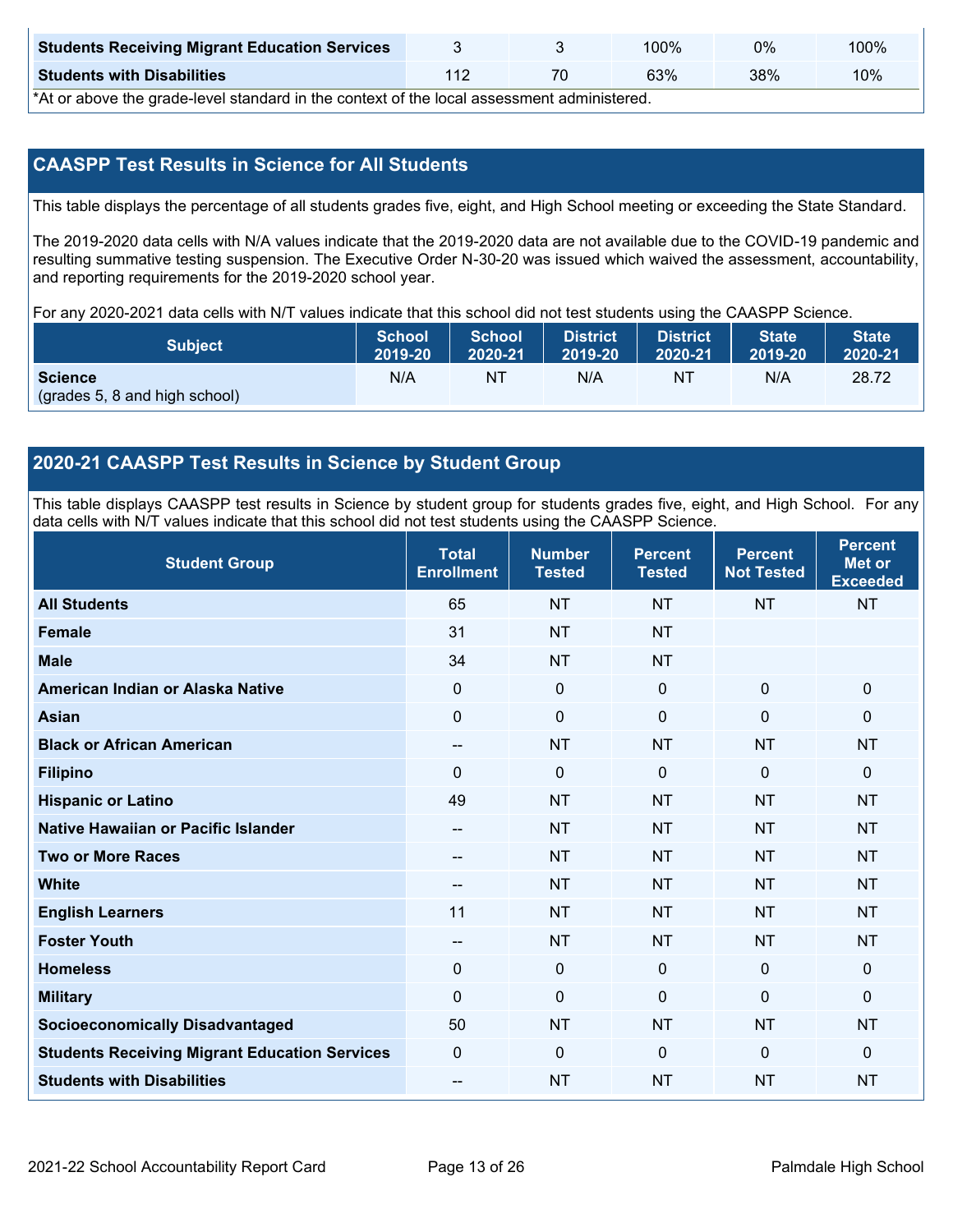| Students Receiving Migrant Education Services | 3 | 3 | 100% | 0% | 100% |
|---|---|---|---|---|---|
| **Students with Disabilities** | 112 | 70 | 63% | 38% | 10% |

*At or above the grade-level standard in the context of the local assessment administered.

## CAASPP Test Results in Science for All Students

This table displays the percentage of all students grades five, eight, and High School meeting or exceeding the State Standard.

The 2019-2020 data cells with N/A values indicate that the 2019-2020 data are not available due to the COVID-19 pandemic and resulting summative testing suspension. The Executive Order N-30-20 was issued which waived the assessment, accountability, and reporting requirements for the 2019-2020 school year.

For any 2020-2021 data cells with N/T values indicate that this school did not test students using the CAASPP Science.

| Subject | School 2019-20 | School 2020-21 | District 2019-20 | District 2020-21 | State 2019-20 | State 2020-21 |
|---|---|---|---|---|---|---|
| **Science** (grades 5, 8 and high school) | N/A | NT | N/A | NT | N/A | 28.72 |

## 2020-21 CAASPP Test Results in Science by Student Group

This table displays CAASPP test results in Science by student group for students grades five, eight, and High School. For any data cells with N/T values indicate that this school did not test students using the CAASPP Science.

| Student Group | Total Enrollment | Number Tested | Percent Tested | Percent Not Tested | Percent Met or Exceeded |
|---|---|---|---|---|---|
| **All Students** | 65 | NT | NT | NT | NT |
| **Female** | 31 | NT | NT | | |
| **Male** | 34 | NT | NT | | |
| **American Indian or Alaska Native** | 0 | 0 | 0 | 0 | 0 |
| **Asian** | 0 | 0 | 0 | 0 | 0 |
| **Black or African American** | -- | NT | NT | NT | NT |
| **Filipino** | 0 | 0 | 0 | 0 | 0 |
| **Hispanic or Latino** | 49 | NT | NT | NT | NT |
| **Native Hawaiian or Pacific Islander** | -- | NT | NT | NT | NT |
| **Two or More Races** | -- | NT | NT | NT | NT |
| **White** | -- | NT | NT | NT | NT |
| **English Learners** | 11 | NT | NT | NT | NT |
| **Foster Youth** | -- | NT | NT | NT | NT |
| **Homeless** | 0 | 0 | 0 | 0 | 0 |
| **Military** | 0 | 0 | 0 | 0 | 0 |
| **Socioeconomically Disadvantaged** | 50 | NT | NT | NT | NT |
| **Students Receiving Migrant Education Services** | 0 | 0 | 0 | 0 | 0 |
| **Students with Disabilities** | -- | NT | NT | NT | NT |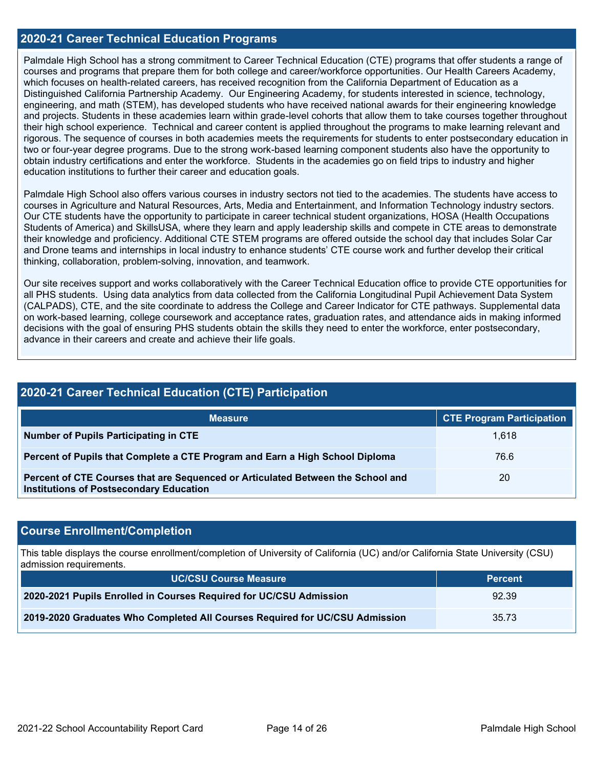## 2020-21 Career Technical Education Programs

Palmdale High School has a strong commitment to Career Technical Education (CTE) programs that offer students a range of courses and programs that prepare them for both college and career/workforce opportunities. Our Health Careers Academy, which focuses on health-related careers, has received recognition from the California Department of Education as a Distinguished California Partnership Academy. Our Engineering Academy, for students interested in science, technology, engineering, and math (STEM), has developed students who have received national awards for their engineering knowledge and projects. Students in these academies learn within grade-level cohorts that allow them to take courses together throughout their high school experience. Technical and career content is applied throughout the programs to make learning relevant and rigorous. The sequence of courses in both academies meets the requirements for students to enter postsecondary education in two or four-year degree programs. Due to the strong work-based learning component students also have the opportunity to obtain industry certifications and enter the workforce. Students in the academies go on field trips to industry and higher education institutions to further their career and education goals.

Palmdale High School also offers various courses in industry sectors not tied to the academies. The students have access to courses in Agriculture and Natural Resources, Arts, Media and Entertainment, and Information Technology industry sectors. Our CTE students have the opportunity to participate in career technical student organizations, HOSA (Health Occupations Students of America) and SkillsUSA, where they learn and apply leadership skills and compete in CTE areas to demonstrate their knowledge and proficiency. Additional CTE STEM programs are offered outside the school day that includes Solar Car and Drone teams and internships in local industry to enhance students' CTE course work and further develop their critical thinking, collaboration, problem-solving, innovation, and teamwork.

Our site receives support and works collaboratively with the Career Technical Education office to provide CTE opportunities for all PHS students. Using data analytics from data collected from the California Longitudinal Pupil Achievement Data System (CALPADS), CTE, and the site coordinate to address the College and Career Indicator for CTE pathways. Supplemental data on work-based learning, college coursework and acceptance rates, graduation rates, and attendance aids in making informed decisions with the goal of ensuring PHS students obtain the skills they need to enter the workforce, enter postsecondary, advance in their careers and create and achieve their life goals.

## 2020-21 Career Technical Education (CTE) Participation

| Measure | CTE Program Participation |
|---|---|
| **Number of Pupils Participating in CTE** | 1,618 |
| **Percent of Pupils that Complete a CTE Program and Earn a High School Diploma** | 76.6 |
| **Percent of CTE Courses that are Sequenced or Articulated Between the School and Institutions of Postsecondary Education** | 20 |

## Course Enrollment/Completion

This table displays the course enrollment/completion of University of California (UC) and/or California State University (CSU) admission requirements.

| UC/CSU Course Measure | Percent |
|---|---|
| **2020-2021 Pupils Enrolled in Courses Required for UC/CSU Admission** | 92.39 |
| **2019-2020 Graduates Who Completed All Courses Required for UC/CSU Admission** | 35.73 |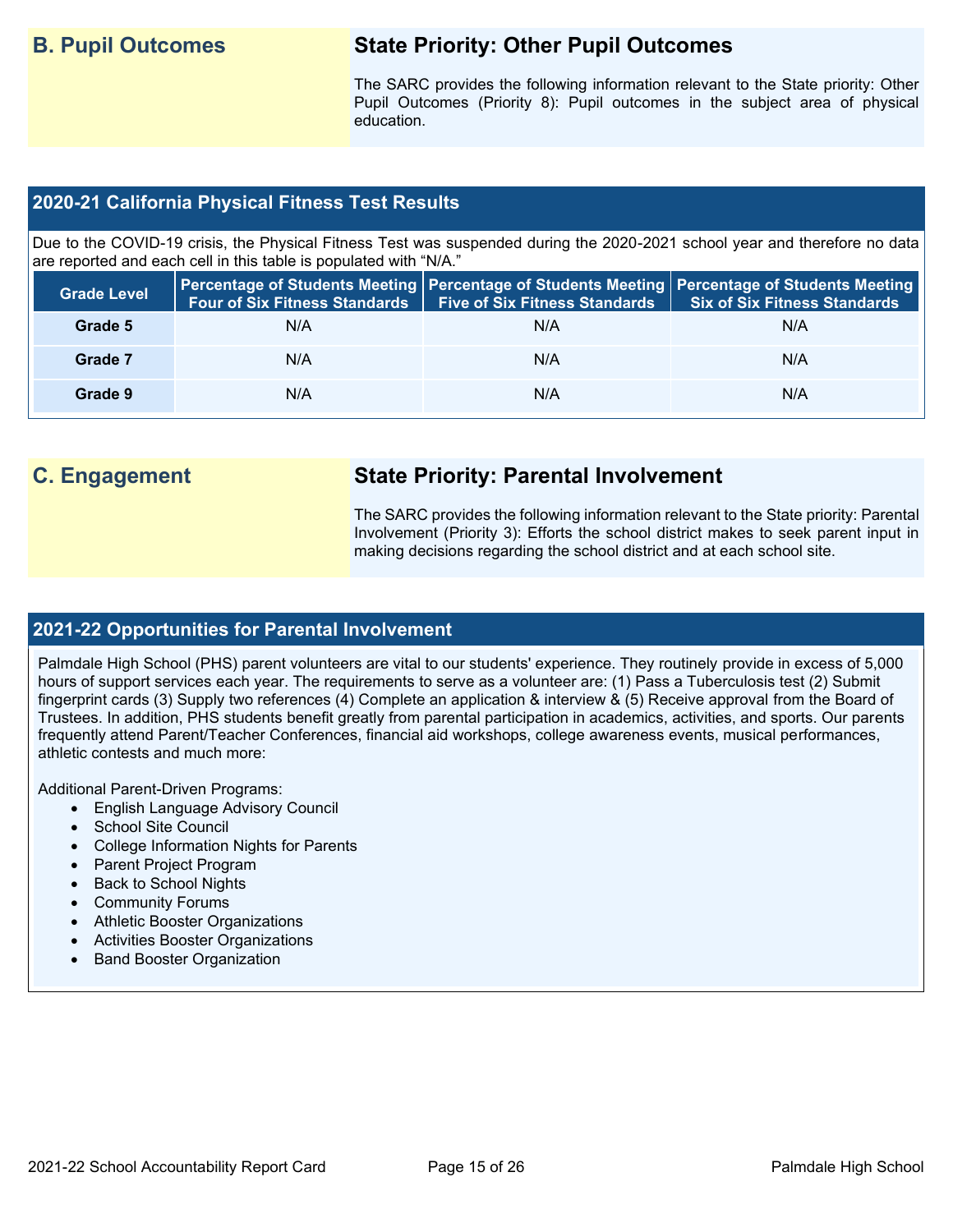## B. Pupil Outcomes

### State Priority: Other Pupil Outcomes

The SARC provides the following information relevant to the State priority: Other Pupil Outcomes (Priority 8): Pupil outcomes in the subject area of physical education.

### 2020-21 California Physical Fitness Test Results

Due to the COVID-19 crisis, the Physical Fitness Test was suspended during the 2020-2021 school year and therefore no data are reported and each cell in this table is populated with "N/A."

| Grade Level | Percentage of Students Meeting Four of Six Fitness Standards | Percentage of Students Meeting Five of Six Fitness Standards | Percentage of Students Meeting Six of Six Fitness Standards |
|---|---|---|---|
| Grade 5 | N/A | N/A | N/A |
| Grade 7 | N/A | N/A | N/A |
| Grade 9 | N/A | N/A | N/A |

## C. Engagement

### State Priority: Parental Involvement

The SARC provides the following information relevant to the State priority: Parental Involvement (Priority 3): Efforts the school district makes to seek parent input in making decisions regarding the school district and at each school site.

### 2021-22 Opportunities for Parental Involvement

Palmdale High School (PHS) parent volunteers are vital to our students' experience. They routinely provide in excess of 5,000 hours of support services each year. The requirements to serve as a volunteer are: (1) Pass a Tuberculosis test (2) Submit fingerprint cards (3) Supply two references (4) Complete an application & interview & (5) Receive approval from the Board of Trustees. In addition, PHS students benefit greatly from parental participation in academics, activities, and sports. Our parents frequently attend Parent/Teacher Conferences, financial aid workshops, college awareness events, musical performances, athletic contests and much more:

Additional Parent-Driven Programs:

- English Language Advisory Council
- School Site Council
- College Information Nights for Parents
- Parent Project Program
- Back to School Nights
- Community Forums
- Athletic Booster Organizations
- Activities Booster Organizations
- Band Booster Organization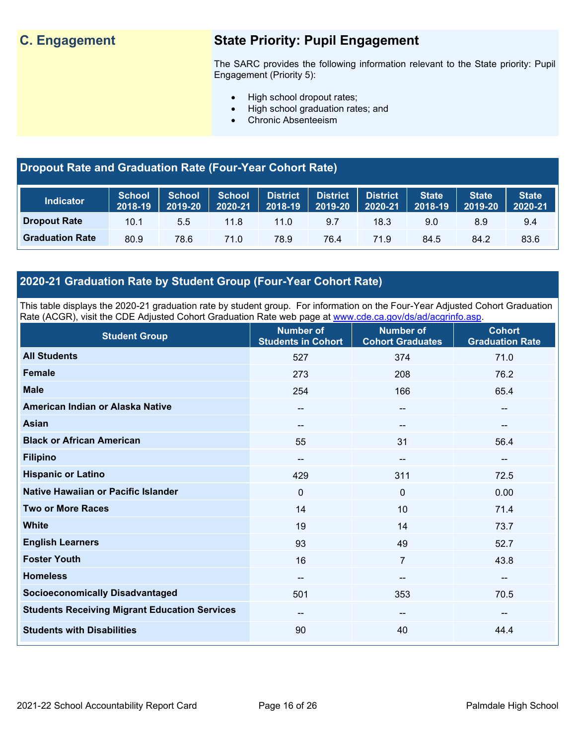## C. Engagement

### State Priority: Pupil Engagement

The SARC provides the following information relevant to the State priority: Pupil Engagement (Priority 5):

- High school dropout rates;
- High school graduation rates; and
- Chronic Absenteeism

### Dropout Rate and Graduation Rate (Four-Year Cohort Rate)

| Indicator | School 2018-19 | School 2019-20 | School 2020-21 | District 2018-19 | District 2019-20 | District 2020-21 | State 2018-19 | State 2019-20 | State 2020-21 |
|---|---|---|---|---|---|---|---|---|---|
| Dropout Rate | 10.1 | 5.5 | 11.8 | 11.0 | 9.7 | 18.3 | 9.0 | 8.9 | 9.4 |
| Graduation Rate | 80.9 | 78.6 | 71.0 | 78.9 | 76.4 | 71.9 | 84.5 | 84.2 | 83.6 |

### 2020-21 Graduation Rate by Student Group (Four-Year Cohort Rate)

This table displays the 2020-21 graduation rate by student group. For information on the Four-Year Adjusted Cohort Graduation Rate (ACGR), visit the CDE Adjusted Cohort Graduation Rate web page at www.cde.ca.gov/ds/ad/acgrinfo.asp.

| Student Group | Number of Students in Cohort | Number of Cohort Graduates | Cohort Graduation Rate |
|---|---|---|---|
| All Students | 527 | 374 | 71.0 |
| Female | 273 | 208 | 76.2 |
| Male | 254 | 166 | 65.4 |
| American Indian or Alaska Native | -- | -- | -- |
| Asian | -- | -- | -- |
| Black or African American | 55 | 31 | 56.4 |
| Filipino | -- | -- | -- |
| Hispanic or Latino | 429 | 311 | 72.5 |
| Native Hawaiian or Pacific Islander | 0 | 0 | 0.00 |
| Two or More Races | 14 | 10 | 71.4 |
| White | 19 | 14 | 73.7 |
| English Learners | 93 | 49 | 52.7 |
| Foster Youth | 16 | 7 | 43.8 |
| Homeless | -- | -- | -- |
| Socioeconomically Disadvantaged | 501 | 353 | 70.5 |
| Students Receiving Migrant Education Services | -- | -- | -- |
| Students with Disabilities | 90 | 40 | 44.4 |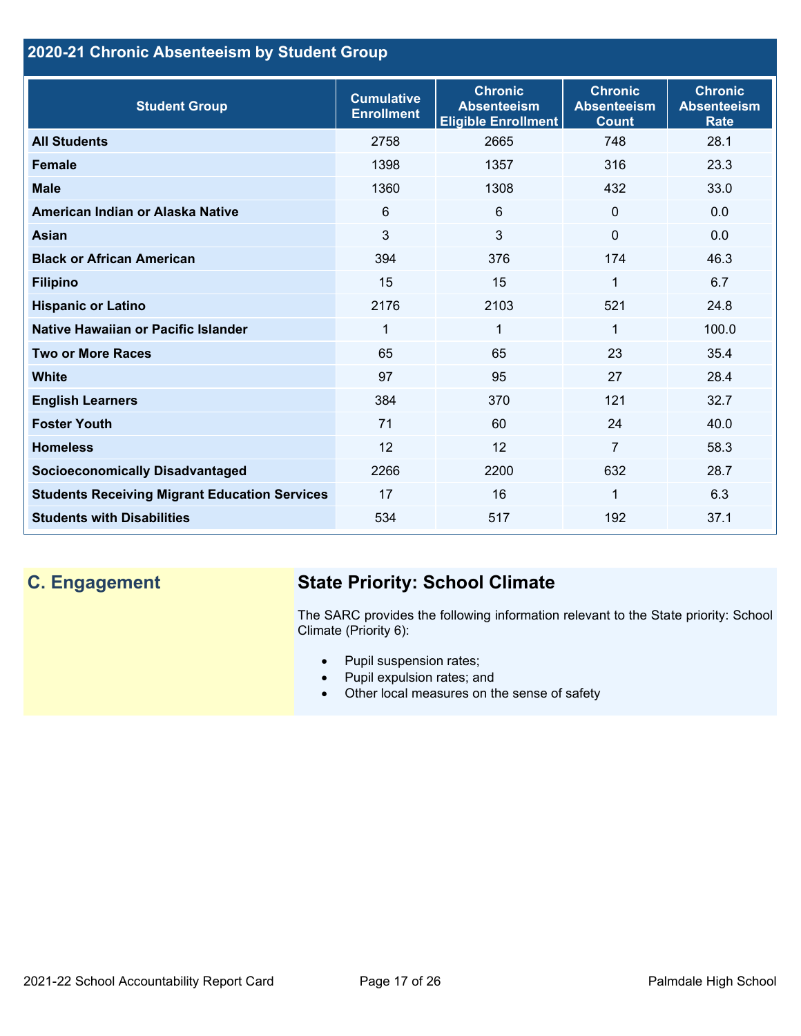## 2020-21 Chronic Absenteeism by Student Group

| Student Group | Cumulative Enrollment | Chronic Absenteeism Eligible Enrollment | Chronic Absenteeism Count | Chronic Absenteeism Rate |
|---|---|---|---|---|
| **All Students** | 2758 | 2665 | 748 | 28.1 |
| **Female** | 1398 | 1357 | 316 | 23.3 |
| **Male** | 1360 | 1308 | 432 | 33.0 |
| **American Indian or Alaska Native** | 6 | 6 | 0 | 0.0 |
| **Asian** | 3 | 3 | 0 | 0.0 |
| **Black or African American** | 394 | 376 | 174 | 46.3 |
| **Filipino** | 15 | 15 | 1 | 6.7 |
| **Hispanic or Latino** | 2176 | 2103 | 521 | 24.8 |
| **Native Hawaiian or Pacific Islander** | 1 | 1 | 1 | 100.0 |
| **Two or More Races** | 65 | 65 | 23 | 35.4 |
| **White** | 97 | 95 | 27 | 28.4 |
| **English Learners** | 384 | 370 | 121 | 32.7 |
| **Foster Youth** | 71 | 60 | 24 | 40.0 |
| **Homeless** | 12 | 12 | 7 | 58.3 |
| **Socioeconomically Disadvantaged** | 2266 | 2200 | 632 | 28.7 |
| **Students Receiving Migrant Education Services** | 17 | 16 | 1 | 6.3 |
| **Students with Disabilities** | 534 | 517 | 192 | 37.1 |

## C. Engagement

### State Priority: School Climate

The SARC provides the following information relevant to the State priority: School Climate (Priority 6):

- Pupil suspension rates;
- Pupil expulsion rates; and
- Other local measures on the sense of safety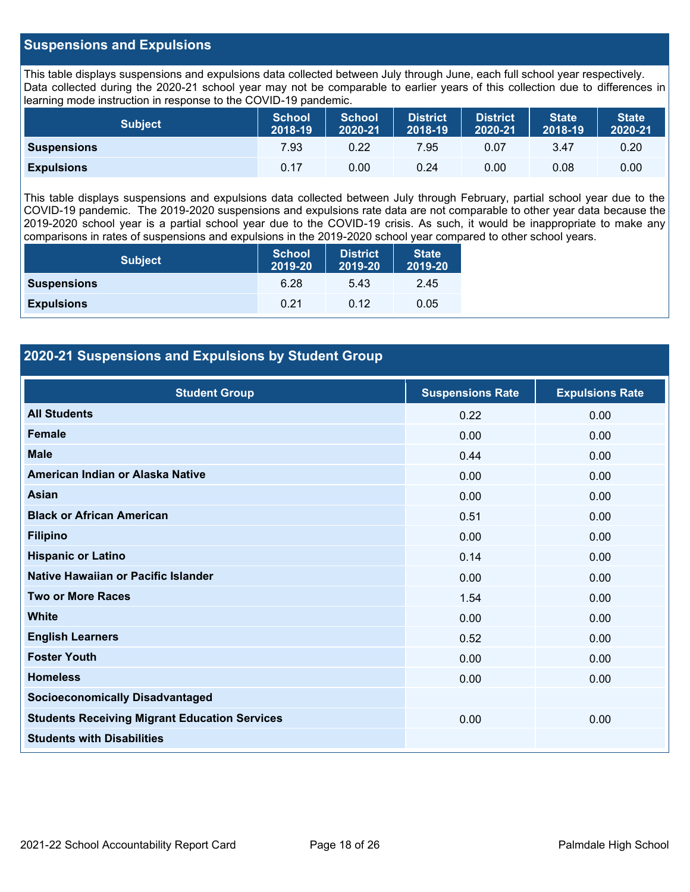## Suspensions and Expulsions

This table displays suspensions and expulsions data collected between July through June, each full school year respectively. Data collected during the 2020-21 school year may not be comparable to earlier years of this collection due to differences in learning mode instruction in response to the COVID-19 pandemic.

| Subject | School 2018-19 | School 2020-21 | District 2018-19 | District 2020-21 | State 2018-19 | State 2020-21 |
|---|---|---|---|---|---|---|
| **Suspensions** | 7.93 | 0.22 | 7.95 | 0.07 | 3.47 | 0.20 |
| **Expulsions** | 0.17 | 0.00 | 0.24 | 0.00 | 0.08 | 0.00 |

This table displays suspensions and expulsions data collected between July through February, partial school year due to the COVID-19 pandemic. The 2019-2020 suspensions and expulsions rate data are not comparable to other year data because the 2019-2020 school year is a partial school year due to the COVID-19 crisis. As such, it would be inappropriate to make any comparisons in rates of suspensions and expulsions in the 2019-2020 school year compared to other school years.

| Subject | School 2019-20 | District 2019-20 | State 2019-20 |
|---|---|---|---|
| **Suspensions** | 6.28 | 5.43 | 2.45 |
| **Expulsions** | 0.21 | 0.12 | 0.05 |

## 2020-21 Suspensions and Expulsions by Student Group

| Student Group | Suspensions Rate | Expulsions Rate |
|---|---|---|
| **All Students** | 0.22 | 0.00 |
| **Female** | 0.00 | 0.00 |
| **Male** | 0.44 | 0.00 |
| **American Indian or Alaska Native** | 0.00 | 0.00 |
| **Asian** | 0.00 | 0.00 |
| **Black or African American** | 0.51 | 0.00 |
| **Filipino** | 0.00 | 0.00 |
| **Hispanic or Latino** | 0.14 | 0.00 |
| **Native Hawaiian or Pacific Islander** | 0.00 | 0.00 |
| **Two or More Races** | 1.54 | 0.00 |
| **White** | 0.00 | 0.00 |
| **English Learners** | 0.52 | 0.00 |
| **Foster Youth** | 0.00 | 0.00 |
| **Homeless** | 0.00 | 0.00 |
| **Socioeconomically Disadvantaged** | | |
| **Students Receiving Migrant Education Services** | 0.00 | 0.00 |
| **Students with Disabilities** | | |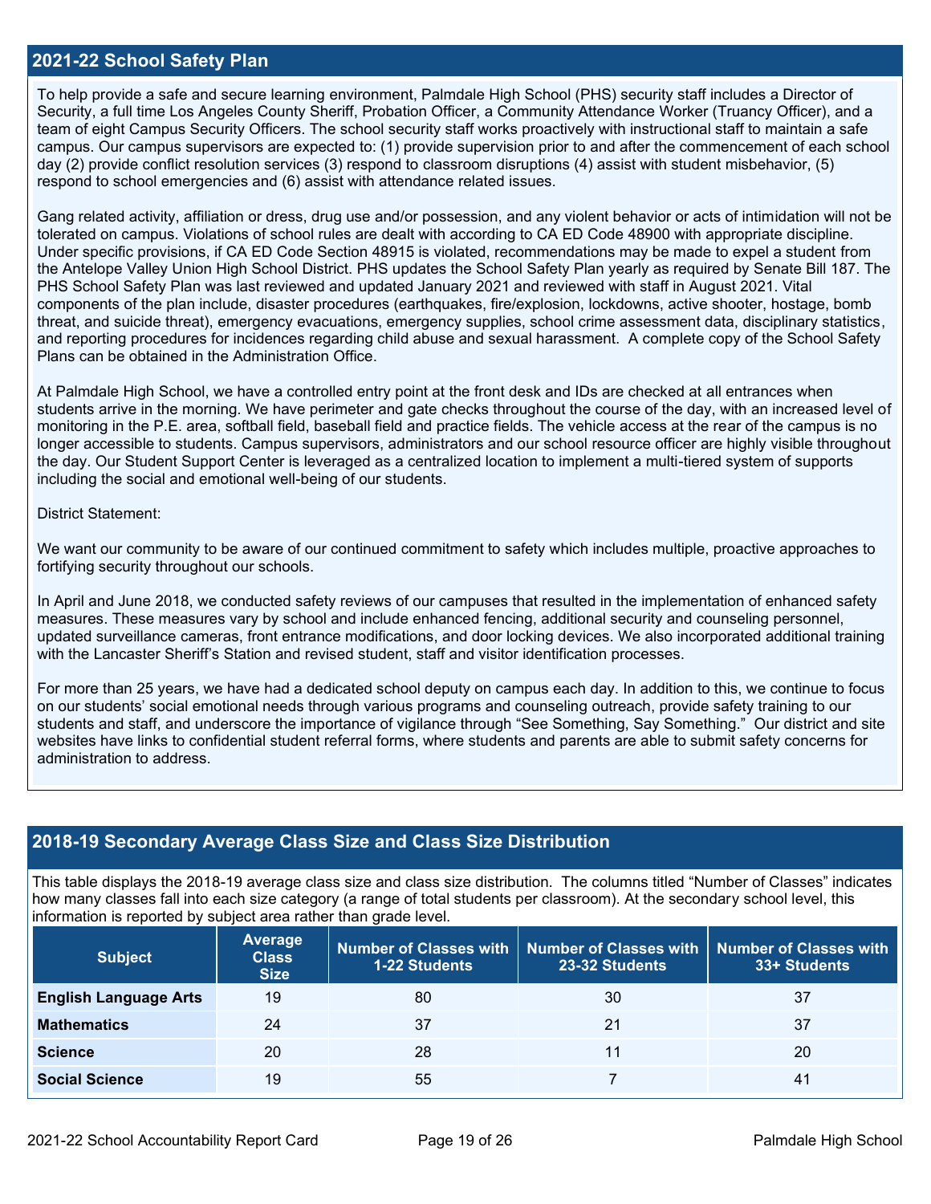## 2021-22 School Safety Plan

To help provide a safe and secure learning environment, Palmdale High School (PHS) security staff includes a Director of Security, a full time Los Angeles County Sheriff, Probation Officer, a Community Attendance Worker (Truancy Officer), and a team of eight Campus Security Officers. The school security staff works proactively with instructional staff to maintain a safe campus. Our campus supervisors are expected to: (1) provide supervision prior to and after the commencement of each school day (2) provide conflict resolution services (3) respond to classroom disruptions (4) assist with student misbehavior, (5) respond to school emergencies and (6) assist with attendance related issues.

Gang related activity, affiliation or dress, drug use and/or possession, and any violent behavior or acts of intimidation will not be tolerated on campus. Violations of school rules are dealt with according to CA ED Code 48900 with appropriate discipline. Under specific provisions, if CA ED Code Section 48915 is violated, recommendations may be made to expel a student from the Antelope Valley Union High School District. PHS updates the School Safety Plan yearly as required by Senate Bill 187. The PHS School Safety Plan was last reviewed and updated January 2021 and reviewed with staff in August 2021. Vital components of the plan include, disaster procedures (earthquakes, fire/explosion, lockdowns, active shooter, hostage, bomb threat, and suicide threat), emergency evacuations, emergency supplies, school crime assessment data, disciplinary statistics, and reporting procedures for incidences regarding child abuse and sexual harassment. A complete copy of the School Safety Plans can be obtained in the Administration Office.

At Palmdale High School, we have a controlled entry point at the front desk and IDs are checked at all entrances when students arrive in the morning. We have perimeter and gate checks throughout the course of the day, with an increased level of monitoring in the P.E. area, softball field, baseball field and practice fields. The vehicle access at the rear of the campus is no longer accessible to students. Campus supervisors, administrators and our school resource officer are highly visible throughout the day. Our Student Support Center is leveraged as a centralized location to implement a multi-tiered system of supports including the social and emotional well-being of our students.

District Statement:

We want our community to be aware of our continued commitment to safety which includes multiple, proactive approaches to fortifying security throughout our schools.

In April and June 2018, we conducted safety reviews of our campuses that resulted in the implementation of enhanced safety measures. These measures vary by school and include enhanced fencing, additional security and counseling personnel, updated surveillance cameras, front entrance modifications, and door locking devices. We also incorporated additional training with the Lancaster Sheriff's Station and revised student, staff and visitor identification processes.

For more than 25 years, we have had a dedicated school deputy on campus each day. In addition to this, we continue to focus on our students' social emotional needs through various programs and counseling outreach, provide safety training to our students and staff, and underscore the importance of vigilance through "See Something, Say Something." Our district and site websites have links to confidential student referral forms, where students and parents are able to submit safety concerns for administration to address.

## 2018-19 Secondary Average Class Size and Class Size Distribution

This table displays the 2018-19 average class size and class size distribution. The columns titled "Number of Classes" indicates how many classes fall into each size category (a range of total students per classroom). At the secondary school level, this information is reported by subject area rather than grade level.

| Subject | Average Class Size | Number of Classes with 1-22 Students | Number of Classes with 23-32 Students | Number of Classes with 33+ Students |
|---|---|---|---|---|
| English Language Arts | 19 | 80 | 30 | 37 |
| Mathematics | 24 | 37 | 21 | 37 |
| Science | 20 | 28 | 11 | 20 |
| Social Science | 19 | 55 | 7 | 41 |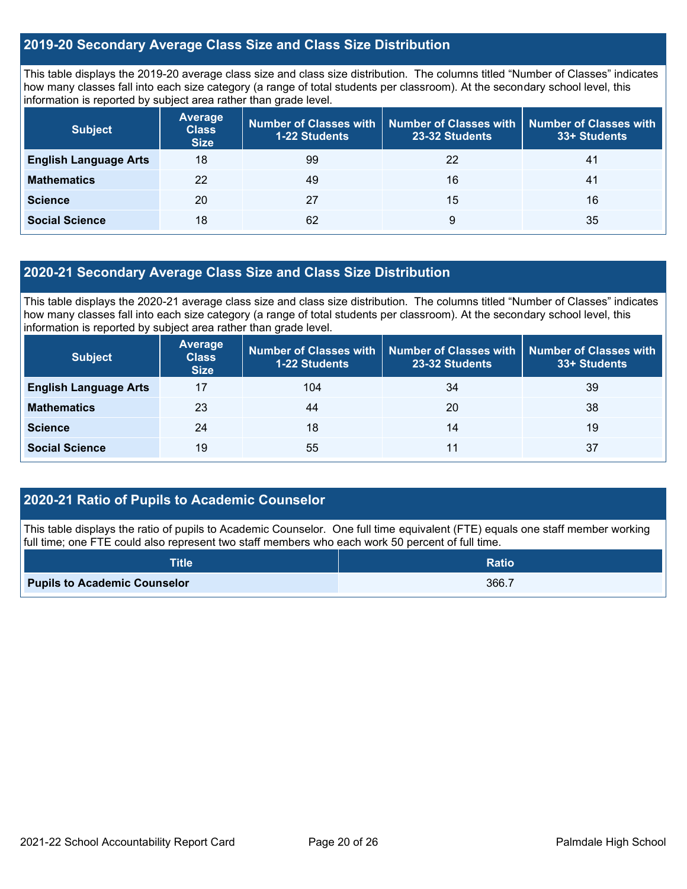## 2019-20 Secondary Average Class Size and Class Size Distribution

This table displays the 2019-20 average class size and class size distribution. The columns titled "Number of Classes" indicates how many classes fall into each size category (a range of total students per classroom). At the secondary school level, this information is reported by subject area rather than grade level.

| Subject | Average Class Size | Number of Classes with 1-22 Students | Number of Classes with 23-32 Students | Number of Classes with 33+ Students |
|---|---|---|---|---|
| **English Language Arts** | 18 | 99 | 22 | 41 |
| **Mathematics** | 22 | 49 | 16 | 41 |
| **Science** | 20 | 27 | 15 | 16 |
| **Social Science** | 18 | 62 | 9 | 35 |

## 2020-21 Secondary Average Class Size and Class Size Distribution

This table displays the 2020-21 average class size and class size distribution. The columns titled "Number of Classes" indicates how many classes fall into each size category (a range of total students per classroom). At the secondary school level, this information is reported by subject area rather than grade level.

| Subject | Average Class Size | Number of Classes with 1-22 Students | Number of Classes with 23-32 Students | Number of Classes with 33+ Students |
|---|---|---|---|---|
| **English Language Arts** | 17 | 104 | 34 | 39 |
| **Mathematics** | 23 | 44 | 20 | 38 |
| **Science** | 24 | 18 | 14 | 19 |
| **Social Science** | 19 | 55 | 11 | 37 |

## 2020-21 Ratio of Pupils to Academic Counselor

This table displays the ratio of pupils to Academic Counselor. One full time equivalent (FTE) equals one staff member working full time; one FTE could also represent two staff members who each work 50 percent of full time.

| Title | Ratio |
|---|---|
| **Pupils to Academic Counselor** | 366.7 |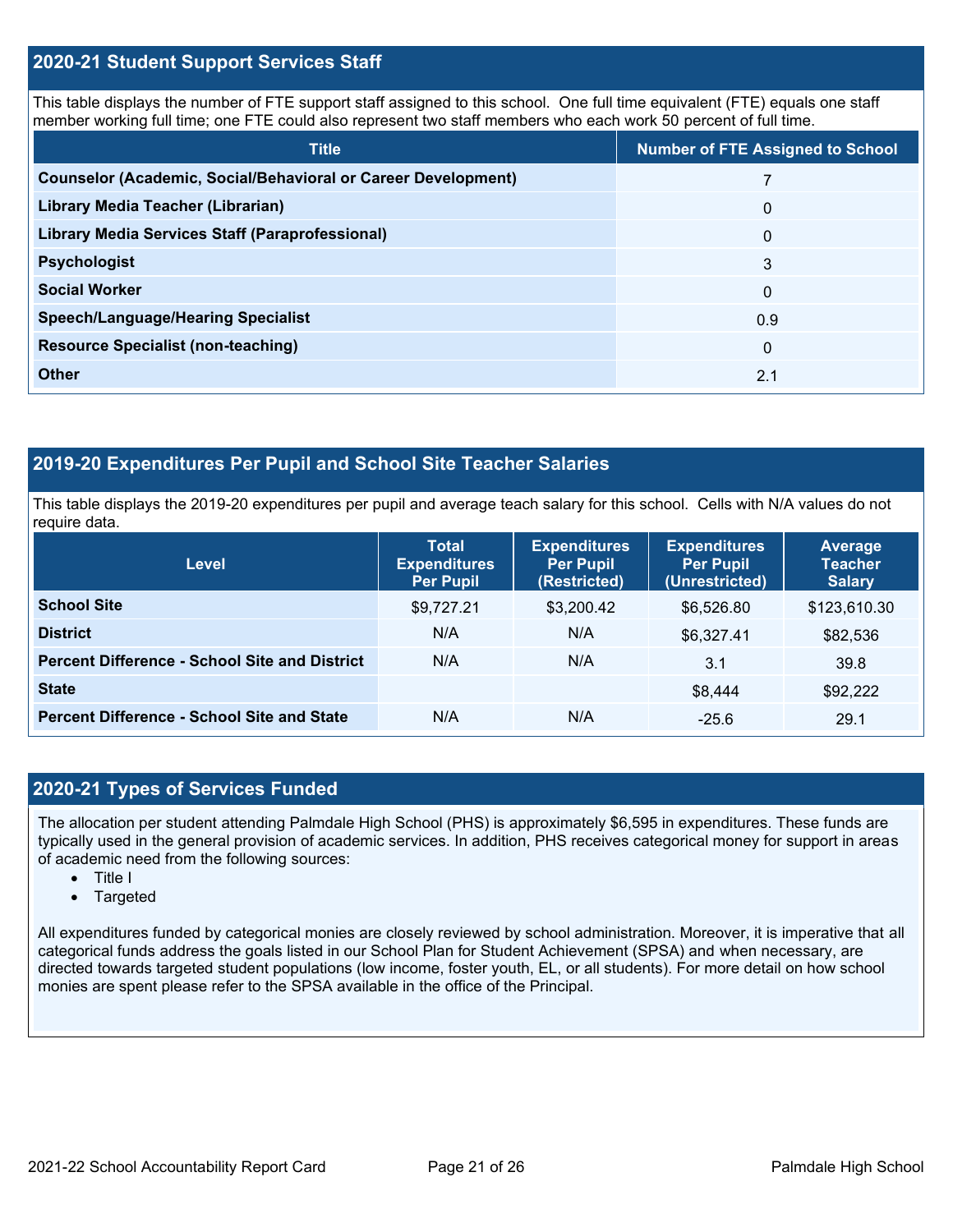## 2020-21 Student Support Services Staff

This table displays the number of FTE support staff assigned to this school. One full time equivalent (FTE) equals one staff member working full time; one FTE could also represent two staff members who each work 50 percent of full time.

| Title | Number of FTE Assigned to School |
|---|---|
| **Counselor (Academic, Social/Behavioral or Career Development)** | 7 |
| **Library Media Teacher (Librarian)** | 0 |
| **Library Media Services Staff (Paraprofessional)** | 0 |
| **Psychologist** | 3 |
| **Social Worker** | 0 |
| **Speech/Language/Hearing Specialist** | 0.9 |
| **Resource Specialist (non-teaching)** | 0 |
| **Other** | 2.1 |

## 2019-20 Expenditures Per Pupil and School Site Teacher Salaries

This table displays the 2019-20 expenditures per pupil and average teach salary for this school. Cells with N/A values do not require data.

| Level | Total Expenditures Per Pupil | Expenditures Per Pupil (Restricted) | Expenditures Per Pupil (Unrestricted) | Average Teacher Salary |
|---|---|---|---|---|
| **School Site** | $9,727.21 | $3,200.42 | $6,526.80 | $123,610.30 |
| **District** | N/A | N/A | $6,327.41 | $82,536 |
| **Percent Difference - School Site and District** | N/A | N/A | 3.1 | 39.8 |
| **State** | | | $8,444 | $92,222 |
| **Percent Difference - School Site and State** | N/A | N/A | -25.6 | 29.1 |

## 2020-21 Types of Services Funded

The allocation per student attending Palmdale High School (PHS) is approximately $6,595 in expenditures. These funds are typically used in the general provision of academic services. In addition, PHS receives categorical money for support in areas of academic need from the following sources:

- Title I
- Targeted

All expenditures funded by categorical monies are closely reviewed by school administration. Moreover, it is imperative that all categorical funds address the goals listed in our School Plan for Student Achievement (SPSA) and when necessary, are directed towards targeted student populations (low income, foster youth, EL, or all students). For more detail on how school monies are spent please refer to the SPSA available in the office of the Principal.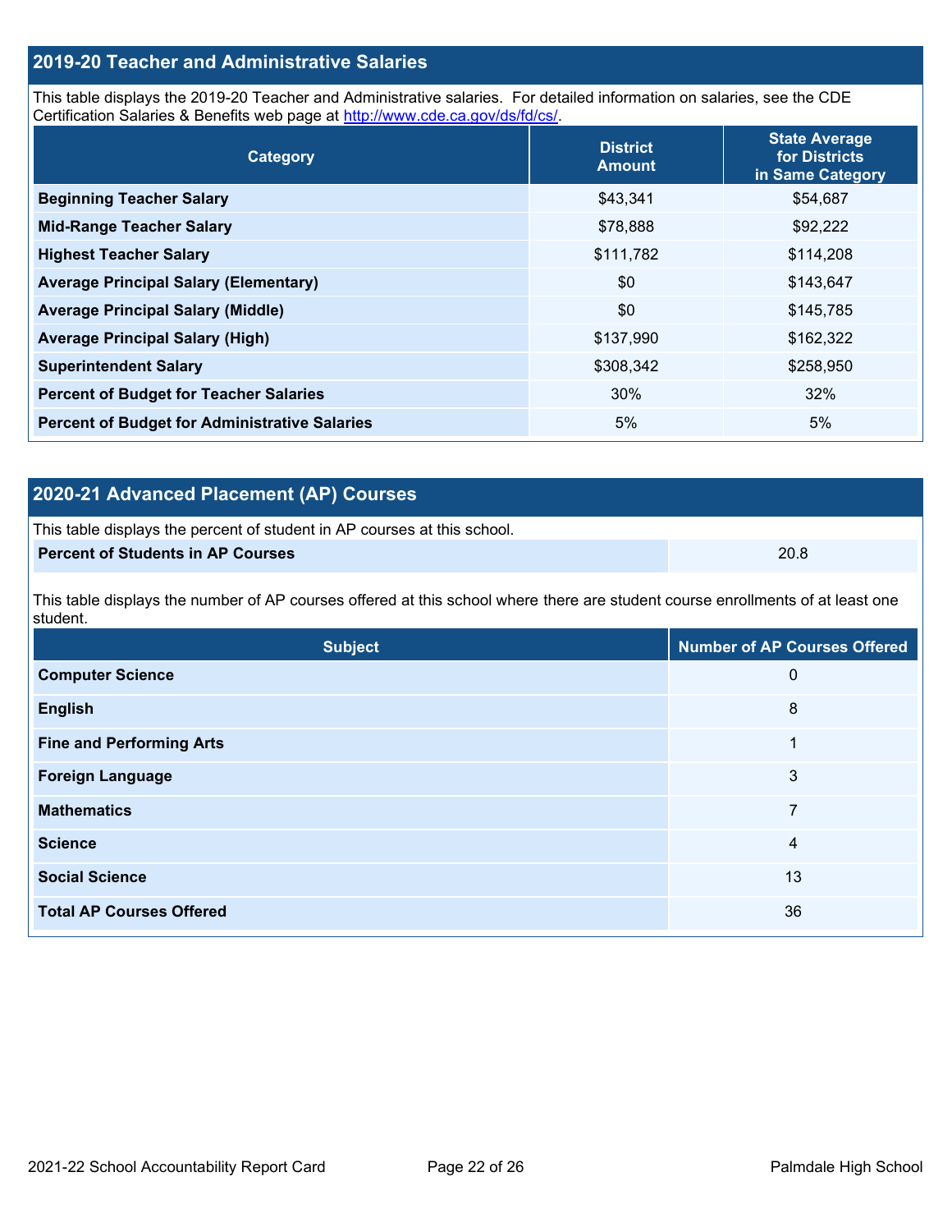## 2019-20 Teacher and Administrative Salaries

This table displays the 2019-20 Teacher and Administrative salaries. For detailed information on salaries, see the CDE Certification Salaries & Benefits web page at http://www.cde.ca.gov/ds/fd/cs/.

| Category | District Amount | State Average for Districts in Same Category |
|---|---|---|
| Beginning Teacher Salary | $43,341 | $54,687 |
| Mid-Range Teacher Salary | $78,888 | $92,222 |
| Highest Teacher Salary | $111,782 | $114,208 |
| Average Principal Salary (Elementary) | $0 | $143,647 |
| Average Principal Salary (Middle) | $0 | $145,785 |
| Average Principal Salary (High) | $137,990 | $162,322 |
| Superintendent Salary | $308,342 | $258,950 |
| Percent of Budget for Teacher Salaries | 30% | 32% |
| Percent of Budget for Administrative Salaries | 5% | 5% |

## 2020-21 Advanced Placement (AP) Courses

This table displays the percent of student in AP courses at this school.

| Percent of Students in AP Courses | 20.8 |
|---|---|

This table displays the number of AP courses offered at this school where there are student course enrollments of at least one student.

| Subject | Number of AP Courses Offered |
|---|---|
| Computer Science | 0 |
| English | 8 |
| Fine and Performing Arts | 1 |
| Foreign Language | 3 |
| Mathematics | 7 |
| Science | 4 |
| Social Science | 13 |
| Total AP Courses Offered | 36 |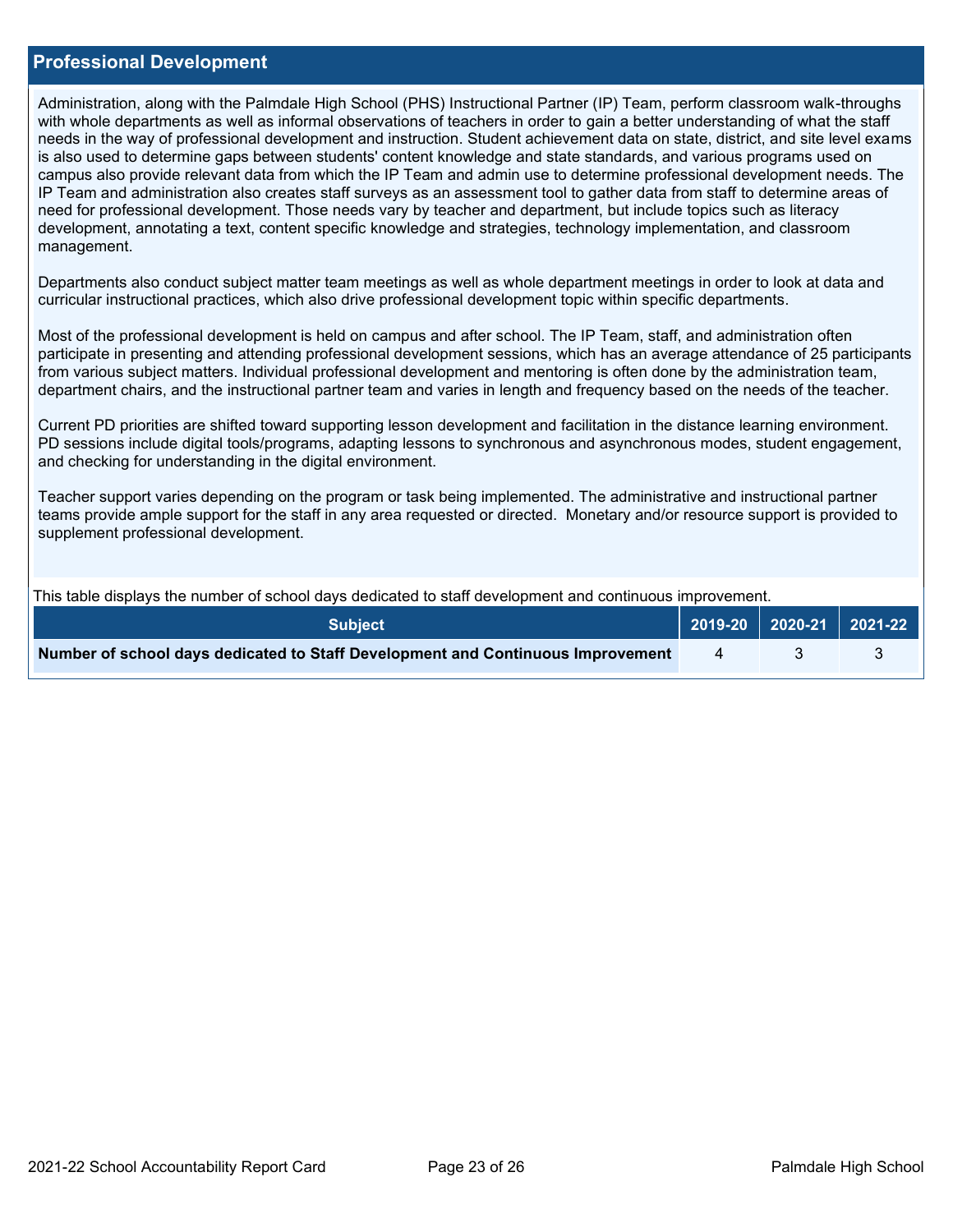## Professional Development

Administration, along with the Palmdale High School (PHS) Instructional Partner (IP) Team, perform classroom walk-throughs with whole departments as well as informal observations of teachers in order to gain a better understanding of what the staff needs in the way of professional development and instruction. Student achievement data on state, district, and site level exams is also used to determine gaps between students' content knowledge and state standards, and various programs used on campus also provide relevant data from which the IP Team and admin use to determine professional development needs. The IP Team and administration also creates staff surveys as an assessment tool to gather data from staff to determine areas of need for professional development. Those needs vary by teacher and department, but include topics such as literacy development, annotating a text, content specific knowledge and strategies, technology implementation, and classroom management.

Departments also conduct subject matter team meetings as well as whole department meetings in order to look at data and curricular instructional practices, which also drive professional development topic within specific departments.

Most of the professional development is held on campus and after school. The IP Team, staff, and administration often participate in presenting and attending professional development sessions, which has an average attendance of 25 participants from various subject matters. Individual professional development and mentoring is often done by the administration team, department chairs, and the instructional partner team and varies in length and frequency based on the needs of the teacher.

Current PD priorities are shifted toward supporting lesson development and facilitation in the distance learning environment. PD sessions include digital tools/programs, adapting lessons to synchronous and asynchronous modes, student engagement, and checking for understanding in the digital environment.

Teacher support varies depending on the program or task being implemented. The administrative and instructional partner teams provide ample support for the staff in any area requested or directed. Monetary and/or resource support is provided to supplement professional development.

This table displays the number of school days dedicated to staff development and continuous improvement.

| Subject | 2019-20 | 2020-21 | 2021-22 |
|---|---|---|---|
| **Number of school days dedicated to Staff Development and Continuous Improvement** | 4 | 3 | 3 |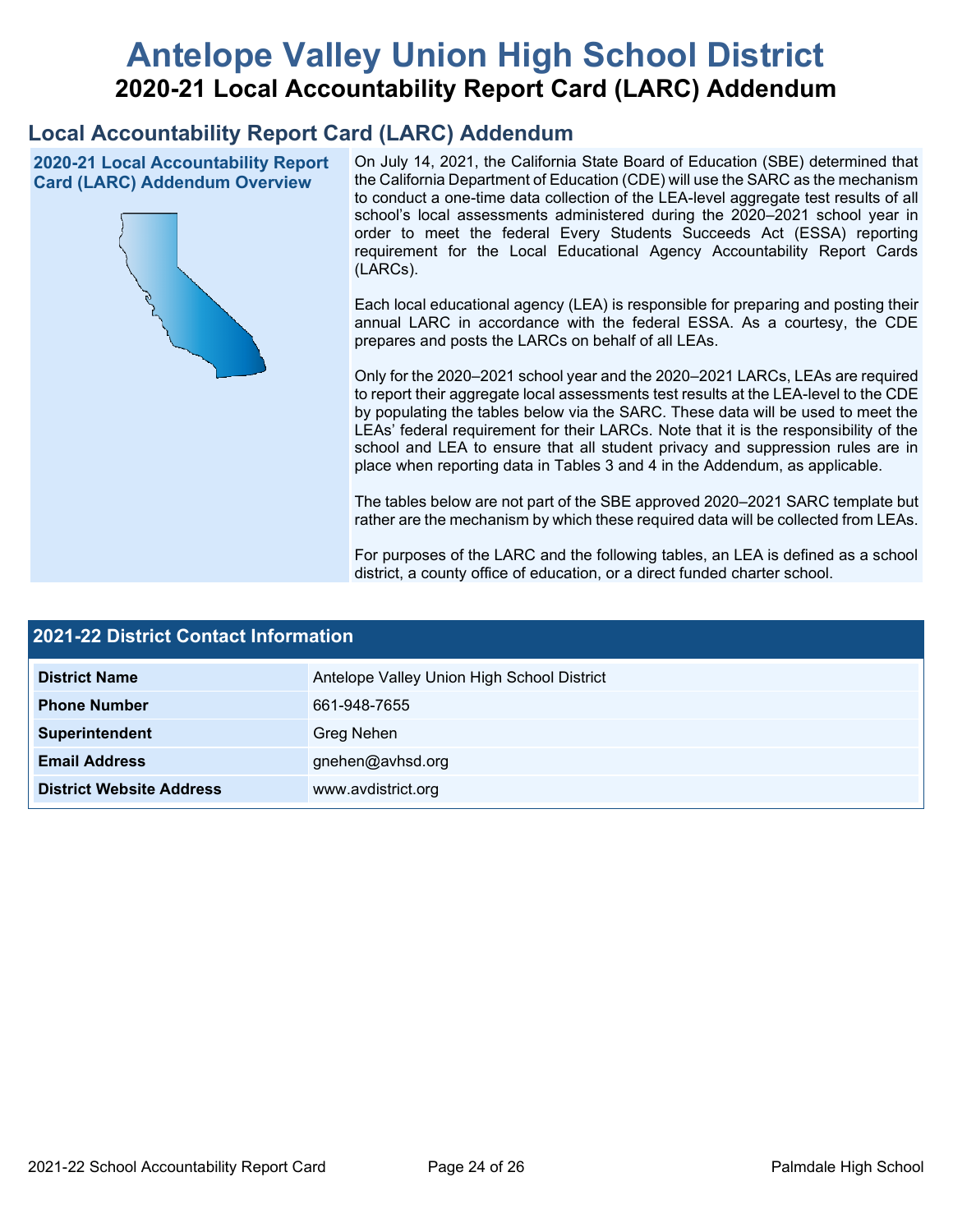# Antelope Valley Union High School District

## 2020-21 Local Accountability Report Card (LARC) Addendum

## Local Accountability Report Card (LARC) Addendum

### 2020-21 Local Accountability Report Card (LARC) Addendum Overview

On July 14, 2021, the California State Board of Education (SBE) determined that the California Department of Education (CDE) will use the SARC as the mechanism to conduct a one-time data collection of the LEA-level aggregate test results of all school's local assessments administered during the 2020–2021 school year in order to meet the federal Every Students Succeeds Act (ESSA) reporting requirement for the Local Educational Agency Accountability Report Cards (LARCs).

Each local educational agency (LEA) is responsible for preparing and posting their annual LARC in accordance with the federal ESSA. As a courtesy, the CDE prepares and posts the LARCs on behalf of all LEAs.

Only for the 2020–2021 school year and the 2020–2021 LARCs, LEAs are required to report their aggregate local assessments test results at the LEA-level to the CDE by populating the tables below via the SARC. These data will be used to meet the LEAs' federal requirement for their LARCs. Note that it is the responsibility of the school and LEA to ensure that all student privacy and suppression rules are in place when reporting data in Tables 3 and 4 in the Addendum, as applicable.

The tables below are not part of the SBE approved 2020–2021 SARC template but rather are the mechanism by which these required data will be collected from LEAs.

For purposes of the LARC and the following tables, an LEA is defined as a school district, a county office of education, or a direct funded charter school.

| 2021-22 District Contact Information | |
|---|---|
| **District Name** | Antelope Valley Union High School District |
| **Phone Number** | 661-948-7655 |
| **Superintendent** | Greg Nehen |
| **Email Address** | gnehen@avhsd.org |
| **District Website Address** | www.avdistrict.org |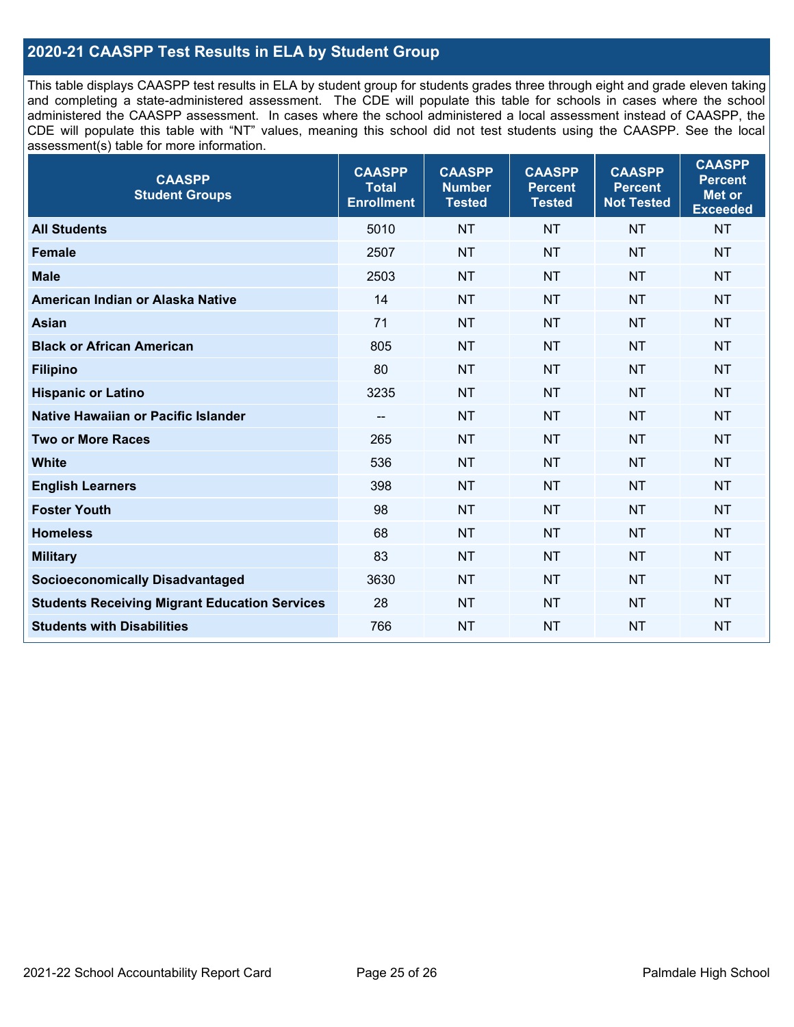## 2020-21 CAASPP Test Results in ELA by Student Group

This table displays CAASPP test results in ELA by student group for students grades three through eight and grade eleven taking and completing a state-administered assessment. The CDE will populate this table for schools in cases where the school administered the CAASPP assessment. In cases where the school administered a local assessment instead of CAASPP, the CDE will populate this table with "NT" values, meaning this school did not test students using the CAASPP. See the local assessment(s) table for more information.

| CAASPP Student Groups | CAASPP Total Enrollment | CAASPP Number Tested | CAASPP Percent Tested | CAASPP Percent Not Tested | CAASPP Percent Met or Exceeded |
|---|---|---|---|---|---|
| **All Students** | 5010 | NT | NT | NT | NT |
| **Female** | 2507 | NT | NT | NT | NT |
| **Male** | 2503 | NT | NT | NT | NT |
| **American Indian or Alaska Native** | 14 | NT | NT | NT | NT |
| **Asian** | 71 | NT | NT | NT | NT |
| **Black or African American** | 805 | NT | NT | NT | NT |
| **Filipino** | 80 | NT | NT | NT | NT |
| **Hispanic or Latino** | 3235 | NT | NT | NT | NT |
| **Native Hawaiian or Pacific Islander** | -- | NT | NT | NT | NT |
| **Two or More Races** | 265 | NT | NT | NT | NT |
| **White** | 536 | NT | NT | NT | NT |
| **English Learners** | 398 | NT | NT | NT | NT |
| **Foster Youth** | 98 | NT | NT | NT | NT |
| **Homeless** | 68 | NT | NT | NT | NT |
| **Military** | 83 | NT | NT | NT | NT |
| **Socioeconomically Disadvantaged** | 3630 | NT | NT | NT | NT |
| **Students Receiving Migrant Education Services** | 28 | NT | NT | NT | NT |
| **Students with Disabilities** | 766 | NT | NT | NT | NT |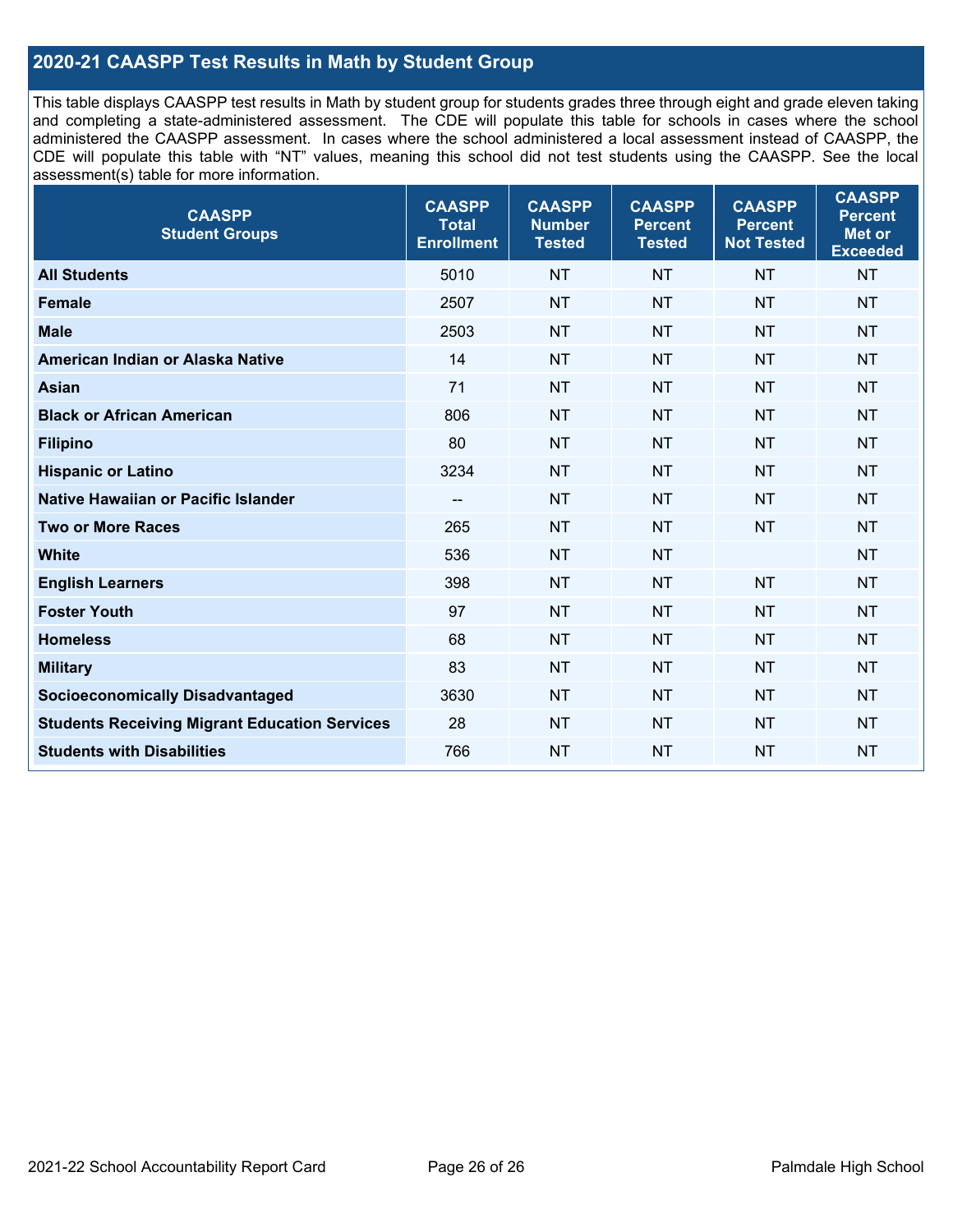## 2020-21 CAASPP Test Results in Math by Student Group

This table displays CAASPP test results in Math by student group for students grades three through eight and grade eleven taking and completing a state-administered assessment. The CDE will populate this table for schools in cases where the school administered the CAASPP assessment. In cases where the school administered a local assessment instead of CAASPP, the CDE will populate this table with "NT" values, meaning this school did not test students using the CAASPP. See the local assessment(s) table for more information.

| CAASPP Student Groups | CAASPP Total Enrollment | CAASPP Number Tested | CAASPP Percent Tested | CAASPP Percent Not Tested | CAASPP Percent Met or Exceeded |
|---|---|---|---|---|---|
| **All Students** | 5010 | NT | NT | NT | NT |
| **Female** | 2507 | NT | NT | NT | NT |
| **Male** | 2503 | NT | NT | NT | NT |
| **American Indian or Alaska Native** | 14 | NT | NT | NT | NT |
| **Asian** | 71 | NT | NT | NT | NT |
| **Black or African American** | 806 | NT | NT | NT | NT |
| **Filipino** | 80 | NT | NT | NT | NT |
| **Hispanic or Latino** | 3234 | NT | NT | NT | NT |
| **Native Hawaiian or Pacific Islander** | -- | NT | NT | NT | NT |
| **Two or More Races** | 265 | NT | NT | NT | NT |
| **White** | 536 | NT | NT | | NT |
| **English Learners** | 398 | NT | NT | NT | NT |
| **Foster Youth** | 97 | NT | NT | NT | NT |
| **Homeless** | 68 | NT | NT | NT | NT |
| **Military** | 83 | NT | NT | NT | NT |
| **Socioeconomically Disadvantaged** | 3630 | NT | NT | NT | NT |
| **Students Receiving Migrant Education Services** | 28 | NT | NT | NT | NT |
| **Students with Disabilities** | 766 | NT | NT | NT | NT |